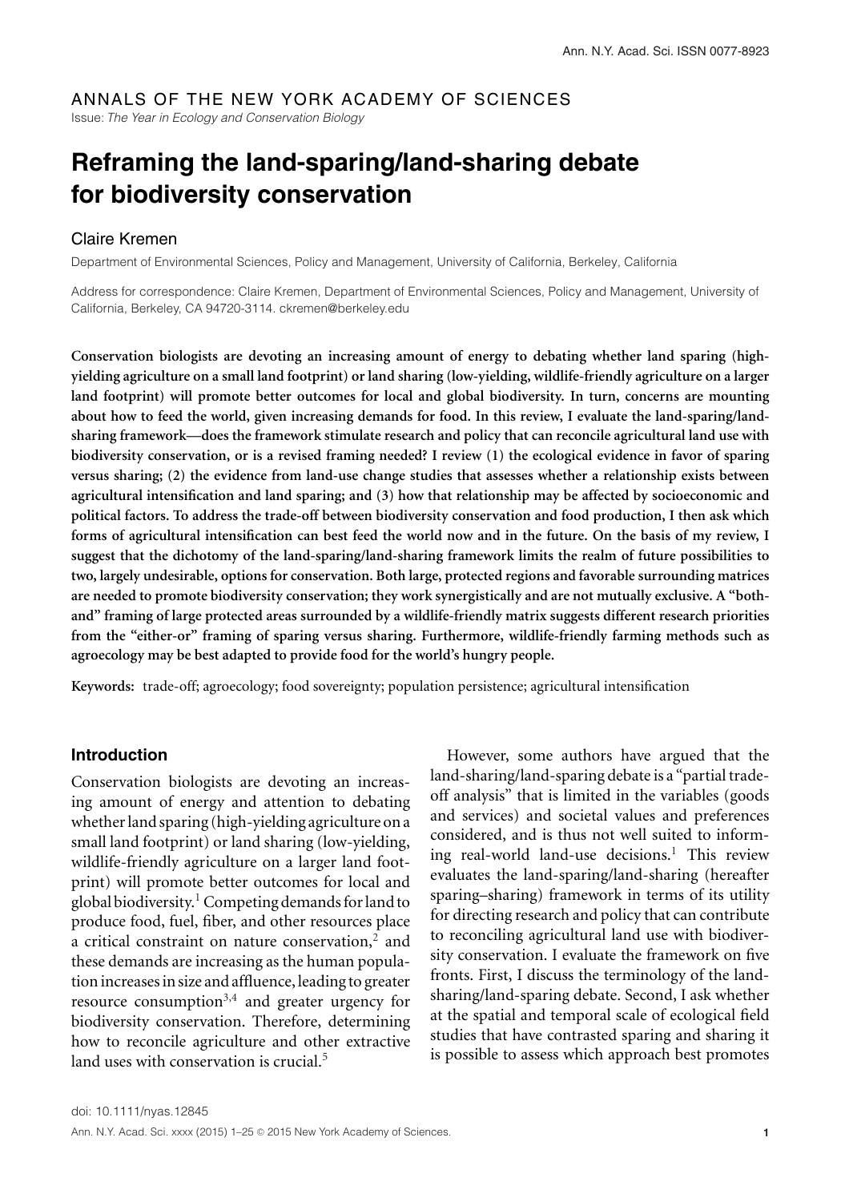ANNALS OF THE NEW YORK ACADEMY OF SCIENCES

*Issue: The Year in Ecology and Conservation Biology*

# Reframing the land-sparing/land-sharing debate for biodiversity conservation

Claire Kremen

Department of Environmental Sciences, Policy and Management, University of California, Berkeley, California

Address for correspondence: Claire Kremen, Department of Environmental Sciences, Policy and Management, University of California, Berkeley, CA 94720-3114. ckremen@berkeley.edu

**Conservation biologists are devoting an increasing amount of energy to debating whether land sparing (high-yielding agriculture on a small land footprint) or land sharing (low-yielding, wildlife-friendly agriculture on a larger land footprint) will promote better outcomes for local and global biodiversity. In turn, concerns are mounting about how to feed the world, given increasing demands for food. In this review, I evaluate the land-sparing/land-sharing framework—does the framework stimulate research and policy that can reconcile agricultural land use with biodiversity conservation, or is a revised framing needed? I review (1) the ecological evidence in favor of sparing versus sharing; (2) the evidence from land-use change studies that assesses whether a relationship exists between agricultural intensification and land sparing; and (3) how that relationship may be affected by socioeconomic and political factors. To address the trade-off between biodiversity conservation and food production, I then ask which forms of agricultural intensification can best feed the world now and in the future. On the basis of my review, I suggest that the dichotomy of the land-sparing/land-sharing framework limits the realm of future possibilities to two, largely undesirable, options for conservation. Both large, protected regions and favorable surrounding matrices are needed to promote biodiversity conservation; they work synergistically and are not mutually exclusive. A "both-and" framing of large protected areas surrounded by a wildlife-friendly matrix suggests different research priorities from the "either-or" framing of sparing versus sharing. Furthermore, wildlife-friendly farming methods such as agroecology may be best adapted to provide food for the world's hungry people.**

**Keywords:** trade-off; agroecology; food sovereignty; population persistence; agricultural intensification

## Introduction

Conservation biologists are devoting an increasing amount of energy and attention to debating whether land sparing (high-yielding agriculture on a small land footprint) or land sharing (low-yielding, wildlife-friendly agriculture on a larger land footprint) will promote better outcomes for local and global biodiversity.[1] Competing demands for land to produce food, fuel, fiber, and other resources place a critical constraint on nature conservation,[2] and these demands are increasing as the human population increases in size and affluence, leading to greater resource consumption[3,4] and greater urgency for biodiversity conservation. Therefore, determining how to reconcile agriculture and other extractive land uses with conservation is crucial.[5]

However, some authors have argued that the land-sharing/land-sparing debate is a "partial trade-off analysis" that is limited in the variables (goods and services) and societal values and preferences considered, and is thus not well suited to informing real-world land-use decisions.[1] This review evaluates the land-sparing/land-sharing (hereafter sparing–sharing) framework in terms of its utility for directing research and policy that can contribute to reconciling agricultural land use with biodiversity conservation. I evaluate the framework on five fronts. First, I discuss the terminology of the land-sharing/land-sparing debate. Second, I ask whether at the spatial and temporal scale of ecological field studies that have contrasted sparing and sharing it is possible to assess which approach best promotes

doi: 10.1111/nyas.12845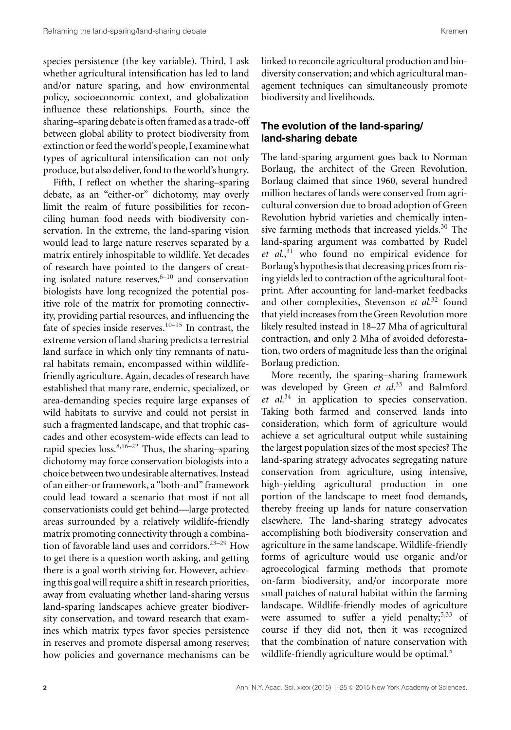species persistence (the key variable). Third, I ask whether agricultural intensification has led to land and/or nature sparing, and how environmental policy, socioeconomic context, and globalization influence these relationships. Fourth, since the sharing–sparing debate is often framed as a trade-off between global ability to protect biodiversity from extinction or feed the world's people, I examine what types of agricultural intensification can not only produce, but also deliver, food to the world's hungry.

Fifth, I reflect on whether the sharing–sparing debate, as an "either-or" dichotomy, may overly limit the realm of future possibilities for reconciling human food needs with biodiversity conservation. In the extreme, the land-sparing vision would lead to large nature reserves separated by a matrix entirely inhospitable to wildlife. Yet decades of research have pointed to the dangers of creating isolated nature reserves,[6–10] and conservation biologists have long recognized the potential positive role of the matrix for promoting connectivity, providing partial resources, and influencing the fate of species inside reserves.[10–15] In contrast, the extreme version of land sharing predicts a terrestrial land surface in which only tiny remnants of natural habitats remain, encompassed within wildlife-friendly agriculture. Again, decades of research have established that many rare, endemic, specialized, or area-demanding species require large expanses of wild habitats to survive and could not persist in such a fragmented landscape, and that trophic cascades and other ecosystem-wide effects can lead to rapid species loss.[8,16–22] Thus, the sharing–sparing dichotomy may force conservation biologists into a choice between two undesirable alternatives. Instead of an either-or framework, a "both-and" framework could lead toward a scenario that most if not all conservationists could get behind—large protected areas surrounded by a relatively wildlife-friendly matrix promoting connectivity through a combination of favorable land uses and corridors.[23–29] How to get there is a question worth asking, and getting there is a goal worth striving for. However, achieving this goal will require a shift in research priorities, away from evaluating whether land-sharing versus land-sparing landscapes achieve greater biodiversity conservation, and toward research that examines which matrix types favor species persistence in reserves and promote dispersal among reserves; how policies and governance mechanisms can be linked to reconcile agricultural production and biodiversity conservation; and which agricultural management techniques can simultaneously promote biodiversity and livelihoods.

## The evolution of the land-sparing/land-sharing debate

The land-sparing argument goes back to Norman Borlaug, the architect of the Green Revolution. Borlaug claimed that since 1960, several hundred million hectares of lands were conserved from agricultural conversion due to broad adoption of Green Revolution hybrid varieties and chemically intensive farming methods that increased yields.[30] The land-sparing argument was combatted by Rudel *et al.*,[31] who found no empirical evidence for Borlaug's hypothesis that decreasing prices from rising yields led to contraction of the agricultural footprint. After accounting for land-market feedbacks and other complexities, Stevenson *et al.*[32] found that yield increases from the Green Revolution more likely resulted instead in 18–27 Mha of agricultural contraction, and only 2 Mha of avoided deforestation, two orders of magnitude less than the original Borlaug prediction.

More recently, the sparing–sharing framework was developed by Green *et al.*[33] and Balmford *et al.*[34] in application to species conservation. Taking both farmed and conserved lands into consideration, which form of agriculture would achieve a set agricultural output while sustaining the largest population sizes of the most species? The land-sparing strategy advocates segregating nature conservation from agriculture, using intensive, high-yielding agricultural production in one portion of the landscape to meet food demands, thereby freeing up lands for nature conservation elsewhere. The land-sharing strategy advocates accomplishing both biodiversity conservation and agriculture in the same landscape. Wildlife-friendly forms of agriculture would use organic and/or agroecological farming methods that promote on-farm biodiversity, and/or incorporate more small patches of natural habitat within the farming landscape. Wildlife-friendly modes of agriculture were assumed to suffer a yield penalty;[5,33] of course if they did not, then it was recognized that the combination of nature conservation with wildlife-friendly agriculture would be optimal.[5]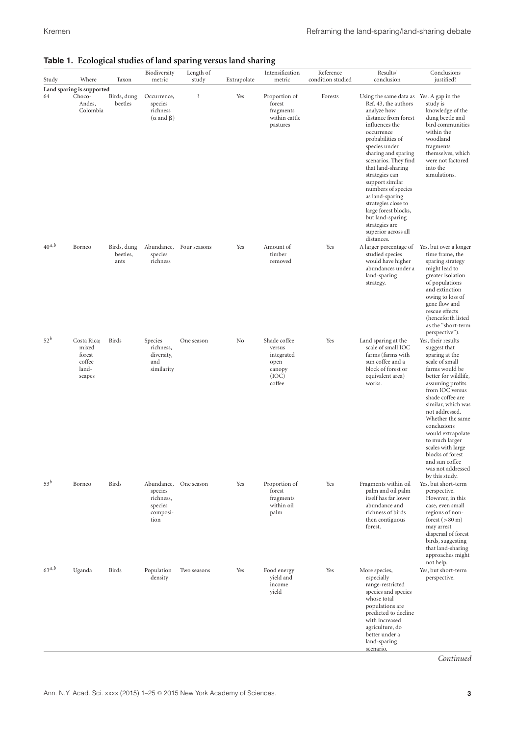**Table 1. Ecological studies of land sparing versus land sharing**

| Study | Where | Taxon | Biodiversity metric | Length of study | Extrapolate | Intensification metric | Reference condition studied | Results/ conclusion | Conclusions justified? |
|---|---|---|---|---|---|---|---|---|---|
| **Land sparing is supported** | | | | | | | | | |
| 64 | Choco-Andes, Colombia | Birds, dung beetles | Occurrence, species richness (α and β) | ? | Yes | Proportion of forest fragments within cattle pastures | Forests | Using the same data as Ref. 43, the authors analyze how distance from forest influences the occurrence probabilities of species under sharing and sparing scenarios. They find that land-sharing strategies can support similar numbers of species as land-sparing strategies close to large forest blocks, but land-sparing strategies are superior across all distances. | Yes. A gap in the study is knowledge of the dung beetle and bird communities within the woodland fragments themselves, which were not factored into the simulations. |
| 40[a,b] | Borneo | Birds, dung beetles, ants | Abundance, species richness | Four seasons | Yes | Amount of timber removed | Yes | A larger percentage of studied species would have higher abundances under a land-sparing strategy. | Yes, but over a longer time frame, the sparing strategy might lead to greater isolation of populations and extinction owing to loss of gene flow and rescue effects (henceforth listed as the "short-term perspective"). |
| 52[b] | Costa Rica; mixed forest coffee land-scapes | Birds | Species richness, diversity, and similarity | One season | No | Shade coffee versus integrated open canopy (IOC) coffee | Yes | Land sparing at the scale of small IOC farms (farms with sun coffee and a block of forest or equivalent area) works. | Yes, their results suggest that sparing at the scale of small farms would be better for wildlife, assuming profits from IOC versus shade coffee are similar, which was not addressed. Whether the same conclusions would extrapolate to much larger scales with large blocks of forest and sun coffee was not addressed by this study. |
| 53[b] | Borneo | Birds | Abundance, species richness, species composi-tion | One season | Yes | Proportion of forest fragments within oil palm | Yes | Fragments within oil palm and oil palm itself has far lower abundance and richness of birds then contiguous forest. | Yes, but short-term perspective. However, in this case, even small regions of non-forest (>80 m) may arrest dispersal of forest birds, suggesting that land-sharing approaches might not help. |
| 63[a,b] | Uganda | Birds | Population density | Two seasons | Yes | Food energy yield and income yield | Yes | More species, especially range-restricted species and species whose total populations are predicted to decline with increased agriculture, do better under a land-sparing scenario. | Yes, but short-term perspective. |

*Continued*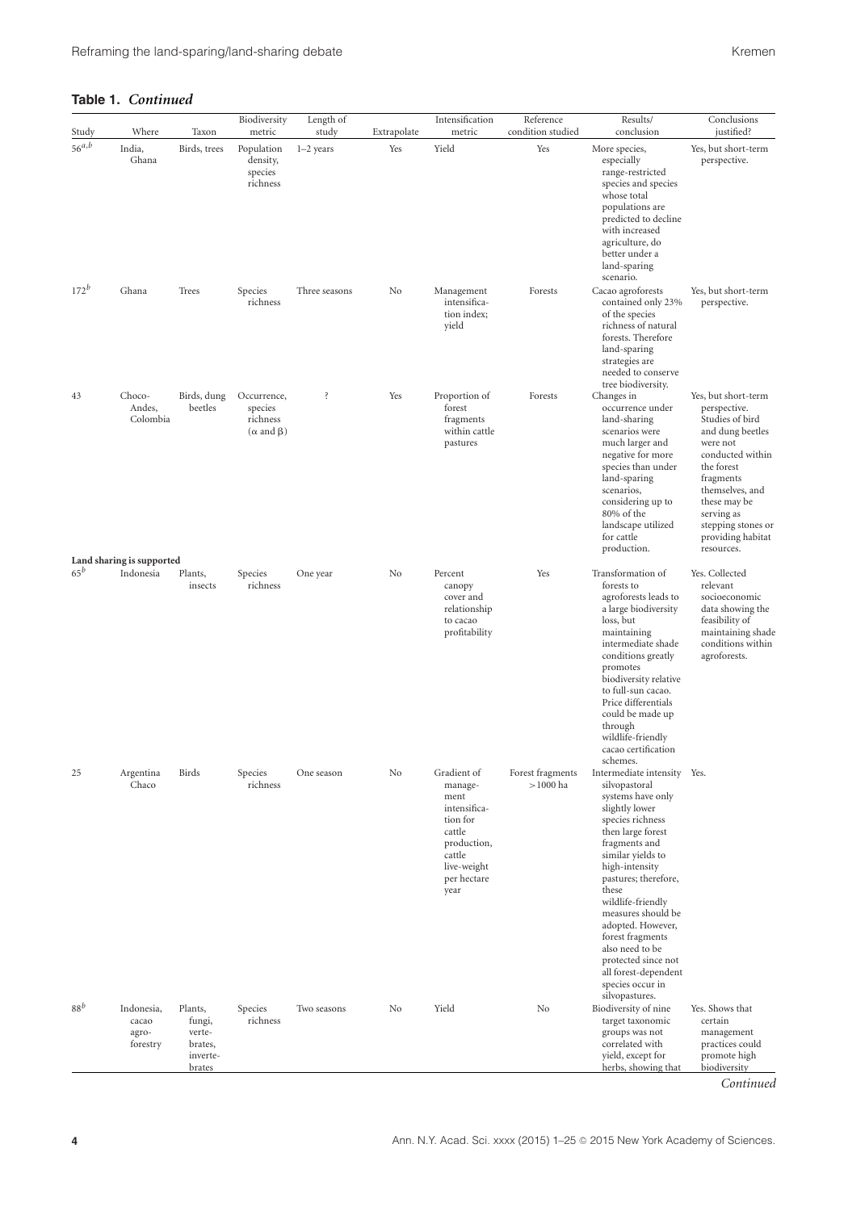**Table 1.** *Continued*

| Study | Where | Taxon | Biodiversity metric | Length of study | Extrapolate | Intensification metric | Reference condition studied | Results/ conclusion | Conclusions justified? |
|---|---|---|---|---|---|---|---|---|---|
| 56[a,b] | India, Ghana | Birds, trees | Population density, species richness | 1–2 years | Yes | Yield | Yes | More species, especially range-restricted species and species whose total populations are predicted to decline with increased agriculture, do better under a land-sparing scenario. | Yes, but short-term perspective. |
| 172[b] | Ghana | Trees | Species richness | Three seasons | No | Management intensification index; yield | Forests | Cacao agroforests contained only 23% of the species richness of natural forests. Therefore land-sparing strategies are needed to conserve tree biodiversity. | Yes, but short-term perspective. |
| 43 | Choco-Andes, Colombia | Birds, dung beetles | Occurrence, species richness (α and β) | ? | Yes | Proportion of forest fragments within cattle pastures | Forests | Changes in occurrence under land-sharing scenarios were much larger and negative for more species than under land-sparing scenarios, considering up to 80% of the landscape utilized for cattle production. | Yes, but short-term perspective. Studies of bird and dung beetles were not conducted within the forest fragments themselves, and these may be serving as stepping stones or providing habitat resources. |
| **Land sharing is supported** | | | | | | | | | |
| 65[b] | Indonesia | Plants, insects | Species richness | One year | No | Percent canopy cover and relationship to cacao profitability | Yes | Transformation of forests to agroforests leads to a large biodiversity loss, but maintaining intermediate shade conditions greatly promotes biodiversity relative to full-sun cacao. Price differentials could be made up through wildlife-friendly cacao certification schemes. | Yes. Collected relevant socioeconomic data showing the feasibility of maintaining shade conditions within agroforests. |
| 25 | Argentina Chaco | Birds | Species richness | One season | No | Gradient of management intensification for cattle production, cattle live-weight per hectare year | Forest fragments >1000 ha | Intermediate intensity silvopastoral systems have only slightly lower species richness then large forest fragments and similar yields to high-intensity pastures; therefore, these wildlife-friendly measures should be adopted. However, forest fragments also need to be protected since not all forest-dependent species occur in silvopastures. | Yes. |
| 88[b] | Indonesia, cacao agro-forestry | Plants, fungi, verte-brates, inverte-brates | Species richness | Two seasons | No | Yield | No | Biodiversity of nine target taxonomic groups was not correlated with yield, except for herbs, showing that | Yes. Shows that certain management practices could promote high biodiversity |

*Continued*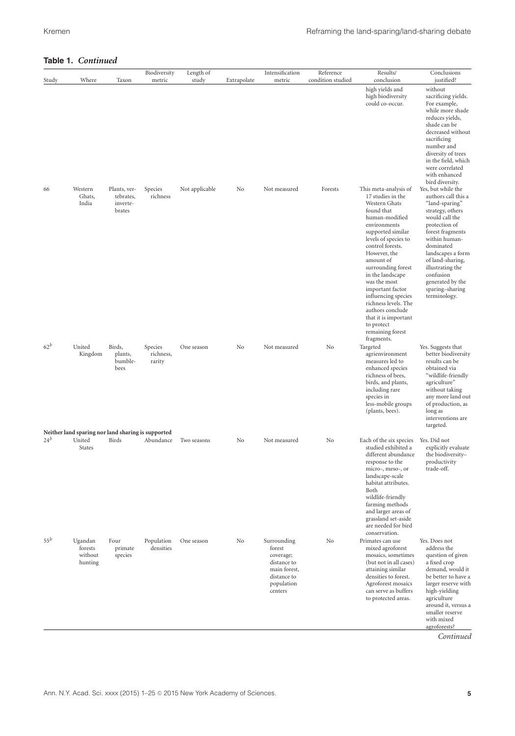**Table 1. *Continued***

| Study | Where | Taxon | Biodiversity metric | Length of study | Extrapolate | Intensification metric | Reference condition studied | Results/ conclusion | Conclusions justified? |
|---|---|---|---|---|---|---|---|---|---|
| | | | | | | | | high yields and high biodiversity could co-occur. | without sacrificing yields. For example, while more shade reduces yields, shade can be decreased without sacrificing number and diversity of trees in the field, which were correlated with enhanced bird diversity. |
| 66 | Western Ghats, India | Plants, vertebrates, invertebrates | Species richness | Not applicable | No | Not measured | Forests | This meta-analysis of 17 studies in the Western Ghats found that human-modified environments supported similar levels of species to control forests. However, the amount of surrounding forest in the landscape was the most important factor influencing species richness levels. The authors conclude that it is important to protect remaining forest fragments. | Yes, but while the authors call this a "land-sparing" strategy, others would call the protection of forest fragments within human-dominated landscapes a form of land-sharing, illustrating the confusion generated by the sparing–sharing terminology. |
| 62[b] | United Kingdom | Birds, plants, bumblebees | Species richness, rarity | One season | No | Not measured | No | Targeted agrienvironment measures led to enhanced species richness of bees, birds, and plants, including rare species in less-mobile groups (plants, bees). | Yes. Suggests that better biodiversity results can be obtained via "wildlife-friendly agriculture" without taking any more land out of production, as long as interventions are targeted. |
| **Neither land sparing nor land sharing is supported** | | | | | | | | | |
| 24[b] | United States | Birds | Abundance | Two seasons | No | Not measured | No | Each of the six species studied exhibited a different abundance response to the micro-, meso-, or landscape-scale habitat attributes. Both wildlife-friendly farming methods and larger areas of grassland set-aside are needed for bird conservation. | Yes. Did not explicitly evaluate the biodiversity–productivity trade-off. |
| 55[b] | Ugandan forests without hunting | Four primate species | Population densities | One season | No | Surrounding forest coverage; distance to main forest, distance to population centers | No | Primates can use mixed agroforest mosaics, sometimes (but not in all cases) attaining similar densities to forest. Agroforest mosaics can serve as buffers to protected areas. | Yes. Does not address the question of given a fixed crop demand, would it be better to have a larger reserve with high-yielding agriculture around it, versus a smaller reserve with mixed agroforests? |

*Continued*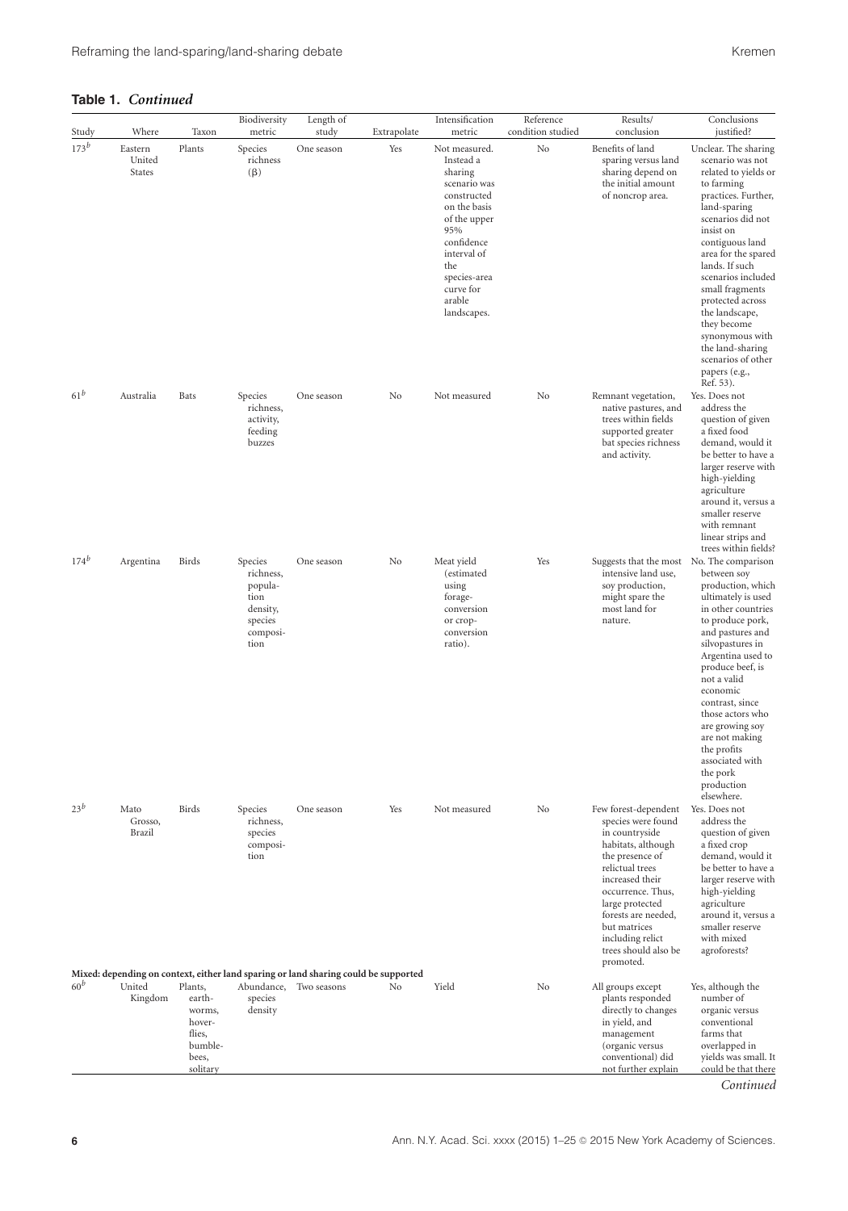**Table 1.** *Continued*

| Study | Where | Taxon | Biodiversity metric | Length of study | Extrapolate | Intensification metric | Reference condition studied | Results/ conclusion | Conclusions justified? |
|---|---|---|---|---|---|---|---|---|---|
| 173[b] | Eastern United States | Plants | Species richness (β) | One season | Yes | Not measured. Instead a sharing scenario was constructed on the basis of the upper 95% confidence interval of the species-area curve for arable landscapes. | No | Benefits of land sparing versus land sharing depend on the initial amount of noncrop area. | Unclear. The sharing scenario was not related to yields or to farming practices. Further, land-sparing scenarios did not insist on contiguous land area for the spared lands. If such scenarios included small fragments protected across the landscape, they become synonymous with the land-sharing scenarios of other papers (e.g., Ref. 53). |
| 61[b] | Australia | Bats | Species richness, activity, feeding buzzes | One season | No | Not measured | No | Remnant vegetation, native pastures, and trees within fields supported greater bat species richness and activity. | Yes. Does not address the question of given a fixed food demand, would it be better to have a larger reserve with high-yielding agriculture around it, versus a smaller reserve with remnant linear strips and trees within fields? |
| 174[b] | Argentina | Birds | Species richness, population density, species composition | One season | No | Meat yield (estimated using forage-conversion or crop-conversion ratio). | Yes | Suggests that the most intensive land use, soy production, might spare the most land for nature. | No. The comparison between soy production, which ultimately is used in other countries to produce pork, and pastures and silvopastures in Argentina used to produce beef, is not a valid economic contrast, since those actors who are growing soy are not making the profits associated with the pork production elsewhere. |
| 23[b] | Mato Grosso, Brazil | Birds | Species richness, species composition | One season | Yes | Not measured | No | Few forest-dependent species were found in countryside habitats, although the presence of relictual trees increased their occurrence. Thus, large protected forests are needed, but matrices including relict trees should also be promoted. | Yes. Does not address the question of given a fixed crop demand, would it be better to have a larger reserve with high-yielding agriculture around it, versus a smaller reserve with mixed agroforests? |
| **Mixed: depending on context, either land sparing or land sharing could be supported** | | | | | | | | | |
| 60[b] | United Kingdom | Plants, earthworms, hoverflies, bumblebees, solitary | Abundance, species density | Two seasons | No | Yield | No | All groups except plants responded directly to changes in yield, and management (organic versus conventional) did not further explain | Yes, although the number of organic versus conventional farms that overlapped in yields was small. It could be that there |

*Continued*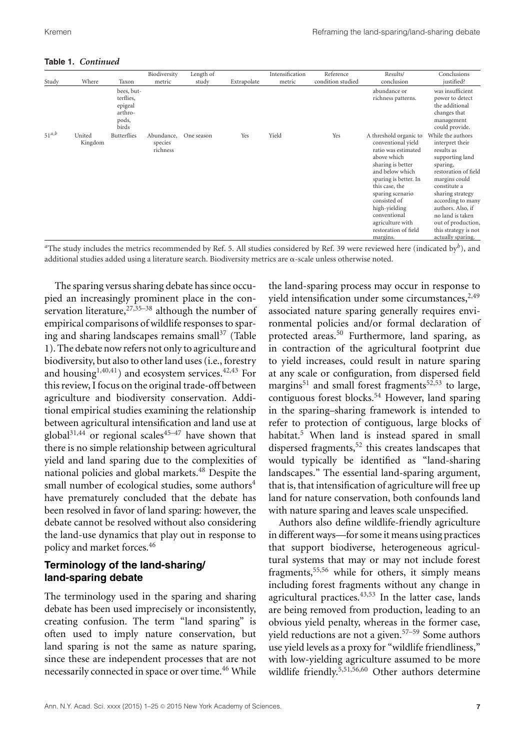**Table 1.** *Continued*

| Study | Where | Taxon | Biodiversity metric | Length of study | Extrapolate | Intensification metric | Reference condition studied | Results/ conclusion | Conclusions justified? |
|---|---|---|---|---|---|---|---|---|---|
| | | bees, butterflies, epigeal arthropods, birds | | | | | | abundance or richness patterns. | was insufficient power to detect the additional changes that management could provide. |
| 51[a,b] | United Kingdom | Butterflies | Abundance, species richness | One season | Yes | Yield | Yes | A threshold organic to conventional yield ratio was estimated above which sharing is better and below which sparing is better. In this case, the sparing scenario consisted of high-yielding conventional agriculture with restoration of field margins. | While the authors interpret their results as supporting land sparing, restoration of field margins could constitute a sharing strategy according to many authors. Also, if no land is taken out of production, this strategy is not actually sparing. |

[a]The study includes the metrics recommended by Ref. 5. All studies considered by Ref. 39 were reviewed here (indicated by[b]), and additional studies added using a literature search. Biodiversity metrics are α-scale unless otherwise noted.

The sparing versus sharing debate has since occupied an increasingly prominent place in the conservation literature,[27,35–38] although the number of empirical comparisons of wildlife responses to sparing and sharing landscapes remains small[37] (Table 1). The debate now refers not only to agriculture and biodiversity, but also to other land uses (i.e., forestry and housing[1,40,41]) and ecosystem services.[42,43] For this review, I focus on the original trade-off between agriculture and biodiversity conservation. Additional empirical studies examining the relationship between agricultural intensification and land use at global[31,44] or regional scales[45–47] have shown that there is no simple relationship between agricultural yield and land sparing due to the complexities of national policies and global markets.[48] Despite the small number of ecological studies, some authors[4] have prematurely concluded that the debate has been resolved in favor of land sparing: however, the debate cannot be resolved without also considering the land-use dynamics that play out in response to policy and market forces.[46]

## Terminology of the land-sharing/ land-sparing debate

The terminology used in the sparing and sharing debate has been used imprecisely or inconsistently, creating confusion. The term "land sparing" is often used to imply nature conservation, but land sparing is not the same as nature sparing, since these are independent processes that are not necessarily connected in space or over time.[46] While the land-sparing process may occur in response to yield intensification under some circumstances,[2,49] associated nature sparing generally requires environmental policies and/or formal declaration of protected areas.[50] Furthermore, land sparing, as in contraction of the agricultural footprint due to yield increases, could result in nature sparing at any scale or configuration, from dispersed field margins[51] and small forest fragments[52,53] to large, contiguous forest blocks.[54] However, land sparing in the sparing–sharing framework is intended to refer to protection of contiguous, large blocks of habitat.[5] When land is instead spared in small dispersed fragments,[52] this creates landscapes that would typically be identified as "land-sharing landscapes." The essential land-sparing argument, that is, that intensification of agriculture will free up land for nature conservation, both confounds land with nature sparing and leaves scale unspecified.

Authors also define wildlife-friendly agriculture in different ways—for some it means using practices that support biodiverse, heterogeneous agricultural systems that may or may not include forest fragments,[55,56] while for others, it simply means including forest fragments without any change in agricultural practices.[43,53] In the latter case, lands are being removed from production, leading to an obvious yield penalty, whereas in the former case, yield reductions are not a given.[57–59] Some authors use yield levels as a proxy for "wildlife friendliness," with low-yielding agriculture assumed to be more wildlife friendly.[5,51,56,60] Other authors determine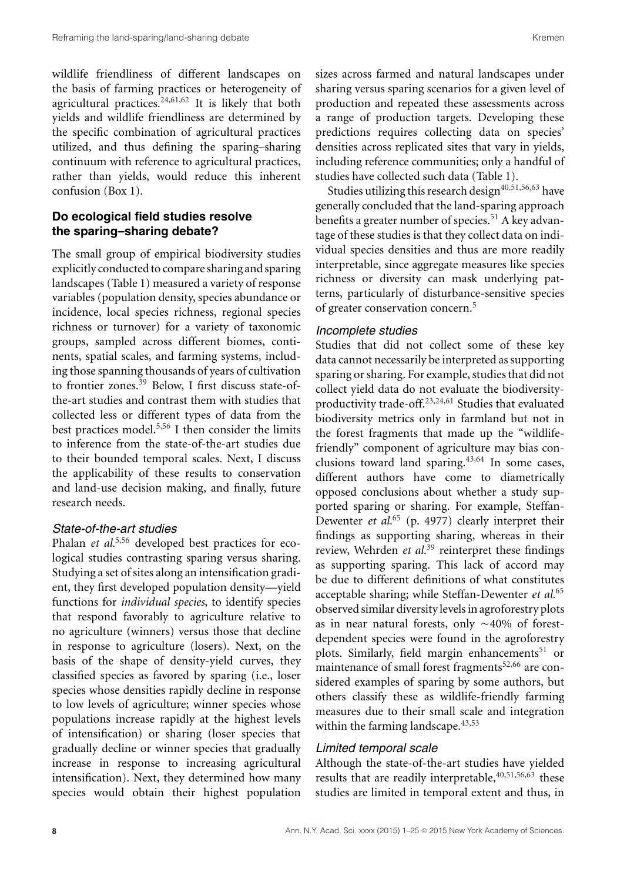wildlife friendliness of different landscapes on the basis of farming practices or heterogeneity of agricultural practices.[24,61,62] It is likely that both yields and wildlife friendliness are determined by the specific combination of agricultural practices utilized, and thus defining the sparing–sharing continuum with reference to agricultural practices, rather than yields, would reduce this inherent confusion (Box 1).

## Do ecological field studies resolve the sparing–sharing debate?

The small group of empirical biodiversity studies explicitly conducted to compare sharing and sparing landscapes (Table 1) measured a variety of response variables (population density, species abundance or incidence, local species richness, regional species richness or turnover) for a variety of taxonomic groups, sampled across different biomes, continents, spatial scales, and farming systems, including those spanning thousands of years of cultivation to frontier zones.[39] Below, I first discuss state-of-the-art studies and contrast them with studies that collected less or different types of data from the best practices model.[5,56] I then consider the limits to inference from the state-of-the-art studies due to their bounded temporal scales. Next, I discuss the applicability of these results to conservation and land-use decision making, and finally, future research needs.

### *State-of-the-art studies*

Phalan *et al.*[5,56] developed best practices for ecological studies contrasting sparing versus sharing. Studying a set of sites along an intensification gradient, they first developed population density—yield functions for *individual species*, to identify species that respond favorably to agriculture relative to no agriculture (winners) versus those that decline in response to agriculture (losers). Next, on the basis of the shape of density-yield curves, they classified species as favored by sparing (i.e., loser species whose densities rapidly decline in response to low levels of agriculture; winner species whose populations increase rapidly at the highest levels of intensification) or sharing (loser species that gradually decline or winner species that gradually increase in response to increasing agricultural intensification). Next, they determined how many species would obtain their highest population sizes across farmed and natural landscapes under sharing versus sparing scenarios for a given level of production and repeated these assessments across a range of production targets. Developing these predictions requires collecting data on species' densities across replicated sites that vary in yields, including reference communities; only a handful of studies have collected such data (Table 1).

Studies utilizing this research design[40,51,56,63] have generally concluded that the land-sparing approach benefits a greater number of species.[51] A key advantage of these studies is that they collect data on individual species densities and thus are more readily interpretable, since aggregate measures like species richness or diversity can mask underlying patterns, particularly of disturbance-sensitive species of greater conservation concern.[5]

### *Incomplete studies*

Studies that did not collect some of these key data cannot necessarily be interpreted as supporting sparing or sharing. For example, studies that did not collect yield data do not evaluate the biodiversity-productivity trade-off.[23,24,61] Studies that evaluated biodiversity metrics only in farmland but not in the forest fragments that made up the "wildlife-friendly" component of agriculture may bias conclusions toward land sparing.[43,64] In some cases, different authors have come to diametrically opposed conclusions about whether a study supported sparing or sharing. For example, Steffan-Dewenter *et al.*[65] (p. 4977) clearly interpret their findings as supporting sharing, whereas in their review, Wehrden *et al.*[39] reinterpret these findings as supporting sparing. This lack of accord may be due to different definitions of what constitutes acceptable sharing; while Steffan-Dewenter *et al.*[65] observed similar diversity levels in agroforestry plots as in near natural forests, only ∼40% of forest-dependent species were found in the agroforestry plots. Similarly, field margin enhancements[51] or maintenance of small forest fragments[52,66] are considered examples of sparing by some authors, but others classify these as wildlife-friendly farming measures due to their small scale and integration within the farming landscape.[43,53]

### *Limited temporal scale*

Although the state-of-the-art studies have yielded results that are readily interpretable,[40,51,56,63] these studies are limited in temporal extent and thus, in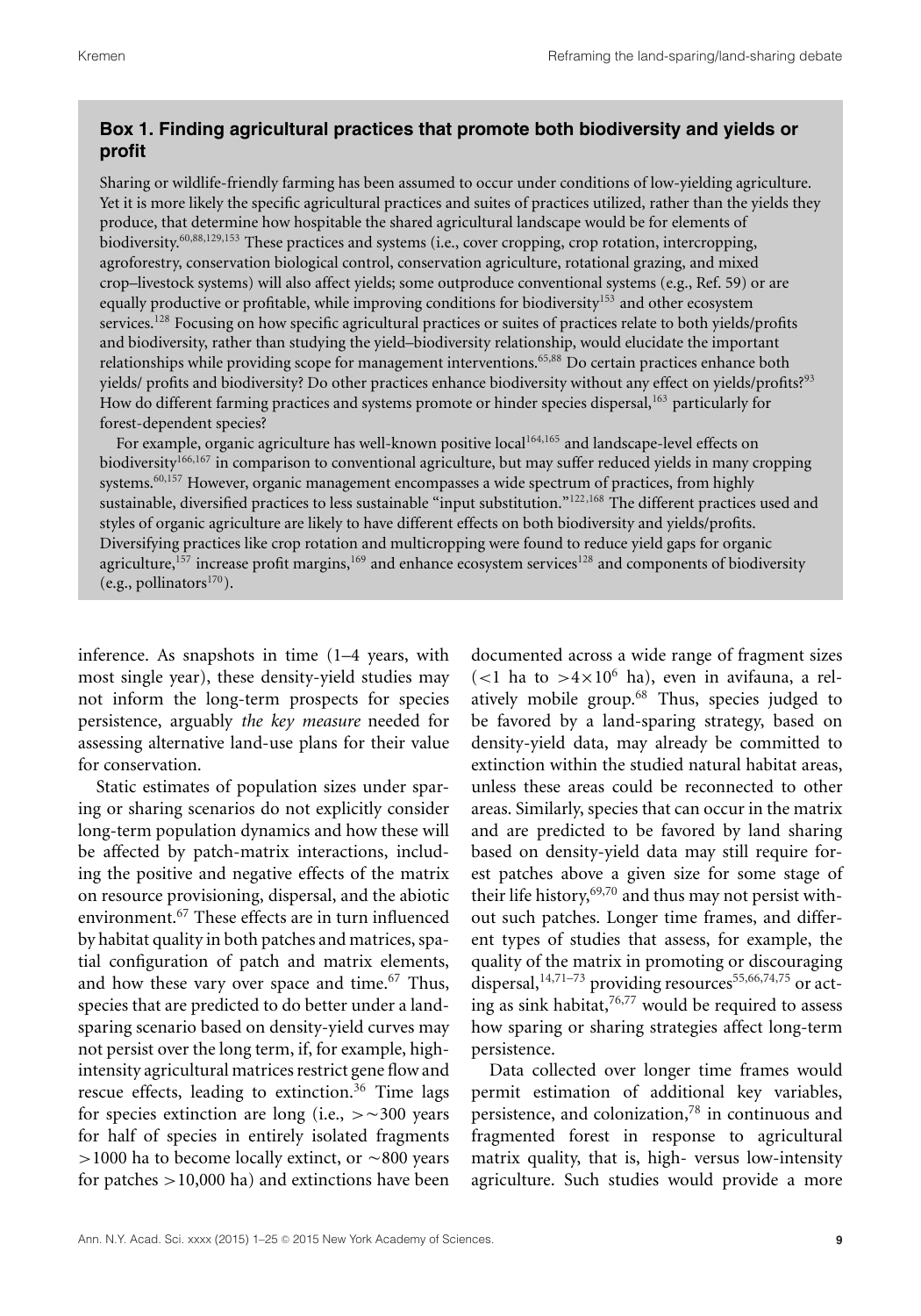### Box 1. Finding agricultural practices that promote both biodiversity and yields or profit

Sharing or wildlife-friendly farming has been assumed to occur under conditions of low-yielding agriculture. Yet it is more likely the specific agricultural practices and suites of practices utilized, rather than the yields they produce, that determine how hospitable the shared agricultural landscape would be for elements of biodiversity.[60,88,129,153] These practices and systems (i.e., cover cropping, crop rotation, intercropping, agroforestry, conservation biological control, conservation agriculture, rotational grazing, and mixed crop–livestock systems) will also affect yields; some outproduce conventional systems (e.g., Ref. 59) or are equally productive or profitable, while improving conditions for biodiversity[153] and other ecosystem services.[128] Focusing on how specific agricultural practices or suites of practices relate to both yields/profits and biodiversity, rather than studying the yield–biodiversity relationship, would elucidate the important relationships while providing scope for management interventions.[65,88] Do certain practices enhance both yields/ profits and biodiversity? Do other practices enhance biodiversity without any effect on yields/profits?[93] How do different farming practices and systems promote or hinder species dispersal,[163] particularly for forest-dependent species?

For example, organic agriculture has well-known positive local[164,165] and landscape-level effects on biodiversity[166,167] in comparison to conventional agriculture, but may suffer reduced yields in many cropping systems.[60,157] However, organic management encompasses a wide spectrum of practices, from highly sustainable, diversified practices to less sustainable "input substitution."[122,168] The different practices used and styles of organic agriculture are likely to have different effects on both biodiversity and yields/profits. Diversifying practices like crop rotation and multicropping were found to reduce yield gaps for organic agriculture,[157] increase profit margins,[169] and enhance ecosystem services[128] and components of biodiversity (e.g., pollinators[170]).

inference. As snapshots in time (1–4 years, with most single year), these density-yield studies may not inform the long-term prospects for species persistence, arguably *the key measure* needed for assessing alternative land-use plans for their value for conservation.

Static estimates of population sizes under sparing or sharing scenarios do not explicitly consider long-term population dynamics and how these will be affected by patch-matrix interactions, including the positive and negative effects of the matrix on resource provisioning, dispersal, and the abiotic environment.[67] These effects are in turn influenced by habitat quality in both patches and matrices, spatial configuration of patch and matrix elements, and how these vary over space and time.[67] Thus, species that are predicted to do better under a land-sparing scenario based on density-yield curves may not persist over the long term, if, for example, high-intensity agricultural matrices restrict gene flow and rescue effects, leading to extinction.[36] Time lags for species extinction are long (i.e., $>\sim 300$ years for half of species in entirely isolated fragments $>1000$ ha to become locally extinct, or $\sim 800$ years for patches $>10{,}000$ ha) and extinctions have been documented across a wide range of fragment sizes ($<1$ ha to $>4\times 10^6$ ha), even in avifauna, a relatively mobile group.[68] Thus, species judged to be favored by a land-sparing strategy, based on density-yield data, may already be committed to extinction within the studied natural habitat areas, unless these areas could be reconnected to other areas. Similarly, species that can occur in the matrix and are predicted to be favored by land sharing based on density-yield data may still require forest patches above a given size for some stage of their life history,[69,70] and thus may not persist without such patches. Longer time frames, and different types of studies that assess, for example, the quality of the matrix in promoting or discouraging dispersal,[14,71–73] providing resources[55,66,74,75] or acting as sink habitat,[76,77] would be required to assess how sparing or sharing strategies affect long-term persistence.

Data collected over longer time frames would permit estimation of additional key variables, persistence, and colonization,[78] in continuous and fragmented forest in response to agricultural matrix quality, that is, high- versus low-intensity agriculture. Such studies would provide a more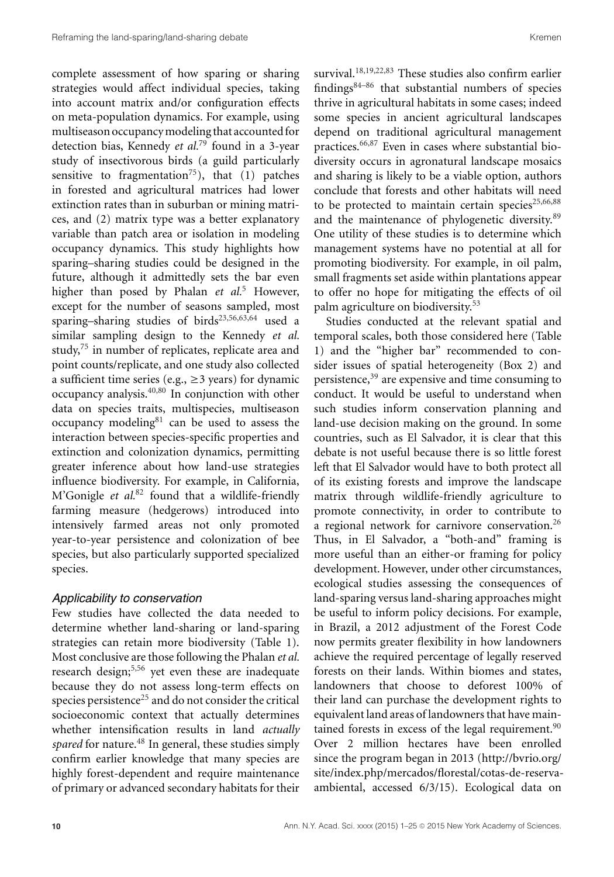complete assessment of how sparing or sharing strategies would affect individual species, taking into account matrix and/or configuration effects on meta-population dynamics. For example, using multiseason occupancy modeling that accounted for detection bias, Kennedy *et al.*[79] found in a 3-year study of insectivorous birds (a guild particularly sensitive to fragmentation[75]), that (1) patches in forested and agricultural matrices had lower extinction rates than in suburban or mining matrices, and (2) matrix type was a better explanatory variable than patch area or isolation in modeling occupancy dynamics. This study highlights how sparing–sharing studies could be designed in the future, although it admittedly sets the bar even higher than posed by Phalan *et al.*[5] However, except for the number of seasons sampled, most sparing–sharing studies of birds[23,56,63,64] used a similar sampling design to the Kennedy *et al.* study,[75] in number of replicates, replicate area and point counts/replicate, and one study also collected a sufficient time series (e.g., $\geq$3 years) for dynamic occupancy analysis.[40,80] In conjunction with other data on species traits, multispecies, multiseason occupancy modeling[81] can be used to assess the interaction between species-specific properties and extinction and colonization dynamics, permitting greater inference about how land-use strategies influence biodiversity. For example, in California, M'Gonigle *et al.*[82] found that a wildlife-friendly farming measure (hedgerows) introduced into intensively farmed areas not only promoted year-to-year persistence and colonization of bee species, but also particularly supported specialized species.

### *Applicability to conservation*

Few studies have collected the data needed to determine whether land-sharing or land-sparing strategies can retain more biodiversity (Table 1). Most conclusive are those following the Phalan *et al.* research design;[5,56] yet even these are inadequate because they do not assess long-term effects on species persistence[25] and do not consider the critical socioeconomic context that actually determines whether intensification results in land *actually spared* for nature.[48] In general, these studies simply confirm earlier knowledge that many species are highly forest-dependent and require maintenance of primary or advanced secondary habitats for their survival.[18,19,22,83] These studies also confirm earlier findings[84–86] that substantial numbers of species thrive in agricultural habitats in some cases; indeed some species in ancient agricultural landscapes depend on traditional agricultural management practices.[66,87] Even in cases where substantial biodiversity occurs in agronatural landscape mosaics and sharing is likely to be a viable option, authors conclude that forests and other habitats will need to be protected to maintain certain species[25,66,88] and the maintenance of phylogenetic diversity.[89] One utility of these studies is to determine which management systems have no potential at all for promoting biodiversity. For example, in oil palm, small fragments set aside within plantations appear to offer no hope for mitigating the effects of oil palm agriculture on biodiversity.[53]

Studies conducted at the relevant spatial and temporal scales, both those considered here (Table 1) and the "higher bar" recommended to consider issues of spatial heterogeneity (Box 2) and persistence,[39] are expensive and time consuming to conduct. It would be useful to understand when such studies inform conservation planning and land-use decision making on the ground. In some countries, such as El Salvador, it is clear that this debate is not useful because there is so little forest left that El Salvador would have to both protect all of its existing forests and improve the landscape matrix through wildlife-friendly agriculture to promote connectivity, in order to contribute to a regional network for carnivore conservation.[26] Thus, in El Salvador, a "both-and" framing is more useful than an either-or framing for policy development. However, under other circumstances, ecological studies assessing the consequences of land-sparing versus land-sharing approaches might be useful to inform policy decisions. For example, in Brazil, a 2012 adjustment of the Forest Code now permits greater flexibility in how landowners achieve the required percentage of legally reserved forests on their lands. Within biomes and states, landowners that choose to deforest 100% of their land can purchase the development rights to equivalent land areas of landowners that have maintained forests in excess of the legal requirement.[90] Over 2 million hectares have been enrolled since the program began in 2013 (http://bvrio.org/site/index.php/mercados/florestal/cotas-de-reserva-ambiental, accessed 6/3/15). Ecological data on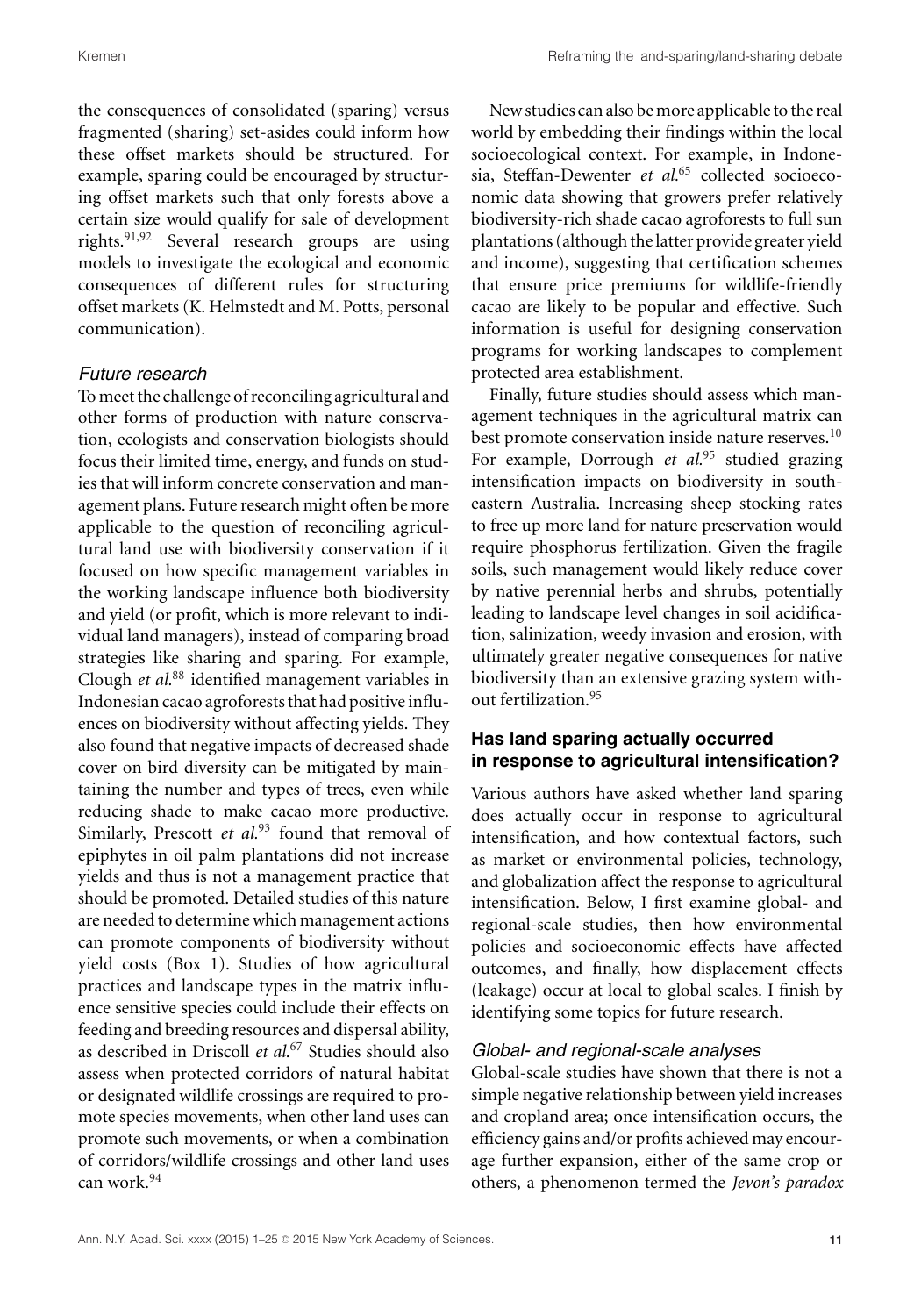the consequences of consolidated (sparing) versus fragmented (sharing) set-asides could inform how these offset markets should be structured. For example, sparing could be encouraged by structuring offset markets such that only forests above a certain size would qualify for sale of development rights.[91,92] Several research groups are using models to investigate the ecological and economic consequences of different rules for structuring offset markets (K. Helmstedt and M. Potts, personal communication).

### *Future research*

To meet the challenge of reconciling agricultural and other forms of production with nature conservation, ecologists and conservation biologists should focus their limited time, energy, and funds on studies that will inform concrete conservation and management plans. Future research might often be more applicable to the question of reconciling agricultural land use with biodiversity conservation if it focused on how specific management variables in the working landscape influence both biodiversity and yield (or profit, which is more relevant to individual land managers), instead of comparing broad strategies like sharing and sparing. For example, Clough *et al.*[88] identified management variables in Indonesian cacao agroforests that had positive influences on biodiversity without affecting yields. They also found that negative impacts of decreased shade cover on bird diversity can be mitigated by maintaining the number and types of trees, even while reducing shade to make cacao more productive. Similarly, Prescott *et al.*[93] found that removal of epiphytes in oil palm plantations did not increase yields and thus is not a management practice that should be promoted. Detailed studies of this nature are needed to determine which management actions can promote components of biodiversity without yield costs (Box 1). Studies of how agricultural practices and landscape types in the matrix influence sensitive species could include their effects on feeding and breeding resources and dispersal ability, as described in Driscoll *et al.*[67] Studies should also assess when protected corridors of natural habitat or designated wildlife crossings are required to promote species movements, when other land uses can promote such movements, or when a combination of corridors/wildlife crossings and other land uses can work.[94]

New studies can also be more applicable to the real world by embedding their findings within the local socioecological context. For example, in Indonesia, Steffan-Dewenter *et al.*[65] collected socioeconomic data showing that growers prefer relatively biodiversity-rich shade cacao agroforests to full sun plantations (although the latter provide greater yield and income), suggesting that certification schemes that ensure price premiums for wildlife-friendly cacao are likely to be popular and effective. Such information is useful for designing conservation programs for working landscapes to complement protected area establishment.

Finally, future studies should assess which management techniques in the agricultural matrix can best promote conservation inside nature reserves.[10] For example, Dorrough *et al.*[95] studied grazing intensification impacts on biodiversity in southeastern Australia. Increasing sheep stocking rates to free up more land for nature preservation would require phosphorus fertilization. Given the fragile soils, such management would likely reduce cover by native perennial herbs and shrubs, potentially leading to landscape level changes in soil acidification, salinization, weedy invasion and erosion, with ultimately greater negative consequences for native biodiversity than an extensive grazing system without fertilization.[95]

## Has land sparing actually occurred in response to agricultural intensification?

Various authors have asked whether land sparing does actually occur in response to agricultural intensification, and how contextual factors, such as market or environmental policies, technology, and globalization affect the response to agricultural intensification. Below, I first examine global- and regional-scale studies, then how environmental policies and socioeconomic effects have affected outcomes, and finally, how displacement effects (leakage) occur at local to global scales. I finish by identifying some topics for future research.

### *Global- and regional-scale analyses*

Global-scale studies have shown that there is not a simple negative relationship between yield increases and cropland area; once intensification occurs, the efficiency gains and/or profits achieved may encourage further expansion, either of the same crop or others, a phenomenon termed the *Jevon's paradox*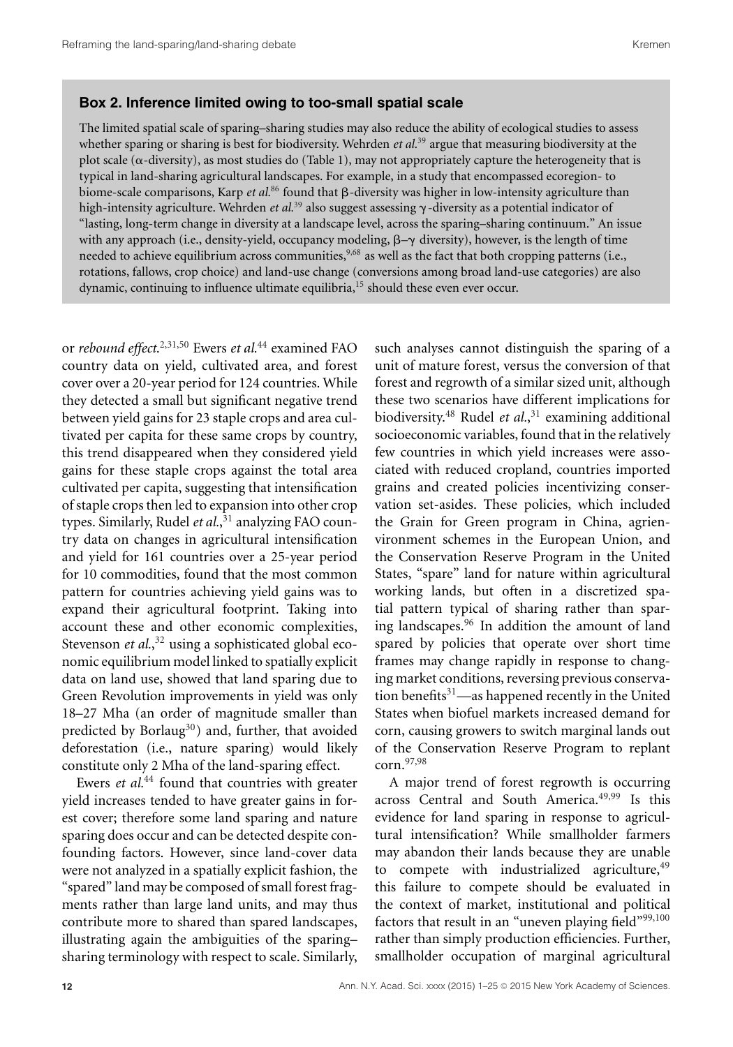### Box 2. Inference limited owing to too-small spatial scale

The limited spatial scale of sparing–sharing studies may also reduce the ability of ecological studies to assess whether sparing or sharing is best for biodiversity. Wehrden *et al.*[39] argue that measuring biodiversity at the plot scale ($\alpha$-diversity), as most studies do (Table 1), may not appropriately capture the heterogeneity that is typical in land-sharing agricultural landscapes. For example, in a study that encompassed ecoregion- to biome-scale comparisons, Karp *et al.*[86] found that $\beta$-diversity was higher in low-intensity agriculture than high-intensity agriculture. Wehrden *et al.*[39] also suggest assessing $\gamma$-diversity as a potential indicator of "lasting, long-term change in diversity at a landscape level, across the sparing–sharing continuum." An issue with any approach (i.e., density-yield, occupancy modeling, $\beta$–$\gamma$ diversity), however, is the length of time needed to achieve equilibrium across communities,[9,68] as well as the fact that both cropping patterns (i.e., rotations, fallows, crop choice) and land-use change (conversions among broad land-use categories) are also dynamic, continuing to influence ultimate equilibria,[15] should these even ever occur.

or *rebound effect*.[2,31,50] Ewers *et al.*[44] examined FAO country data on yield, cultivated area, and forest cover over a 20-year period for 124 countries. While they detected a small but significant negative trend between yield gains for 23 staple crops and area cultivated per capita for these same crops by country, this trend disappeared when they considered yield gains for these staple crops against the total area cultivated per capita, suggesting that intensification of staple crops then led to expansion into other crop types. Similarly, Rudel *et al.*,[31] analyzing FAO country data on changes in agricultural intensification and yield for 161 countries over a 25-year period for 10 commodities, found that the most common pattern for countries achieving yield gains was to expand their agricultural footprint. Taking into account these and other economic complexities, Stevenson *et al.*,[32] using a sophisticated global economic equilibrium model linked to spatially explicit data on land use, showed that land sparing due to Green Revolution improvements in yield was only 18–27 Mha (an order of magnitude smaller than predicted by Borlaug[30]) and, further, that avoided deforestation (i.e., nature sparing) would likely constitute only 2 Mha of the land-sparing effect.

Ewers *et al.*[44] found that countries with greater yield increases tended to have greater gains in forest cover; therefore some land sparing and nature sparing does occur and can be detected despite confounding factors. However, since land-cover data were not analyzed in a spatially explicit fashion, the "spared" land may be composed of small forest fragments rather than large land units, and may thus contribute more to shared than spared landscapes, illustrating again the ambiguities of the sparing–sharing terminology with respect to scale. Similarly, such analyses cannot distinguish the sparing of a unit of mature forest, versus the conversion of that forest and regrowth of a similar sized unit, although these two scenarios have different implications for biodiversity.[48] Rudel *et al.*,[31] examining additional socioeconomic variables, found that in the relatively few countries in which yield increases were associated with reduced cropland, countries imported grains and created policies incentivizing conservation set-asides. These policies, which included the Grain for Green program in China, agrienvironment schemes in the European Union, and the Conservation Reserve Program in the United States, "spare" land for nature within agricultural working lands, but often in a discretized spatial pattern typical of sharing rather than sparing landscapes.[96] In addition the amount of land spared by policies that operate over short time frames may change rapidly in response to changing market conditions, reversing previous conservation benefits[31]—as happened recently in the United States when biofuel markets increased demand for corn, causing growers to switch marginal lands out of the Conservation Reserve Program to replant corn.[97,98]

A major trend of forest regrowth is occurring across Central and South America.[49,99] Is this evidence for land sparing in response to agricultural intensification? While smallholder farmers may abandon their lands because they are unable to compete with industrialized agriculture,[49] this failure to compete should be evaluated in the context of market, institutional and political factors that result in an "uneven playing field"[99,100] rather than simply production efficiencies. Further, smallholder occupation of marginal agricultural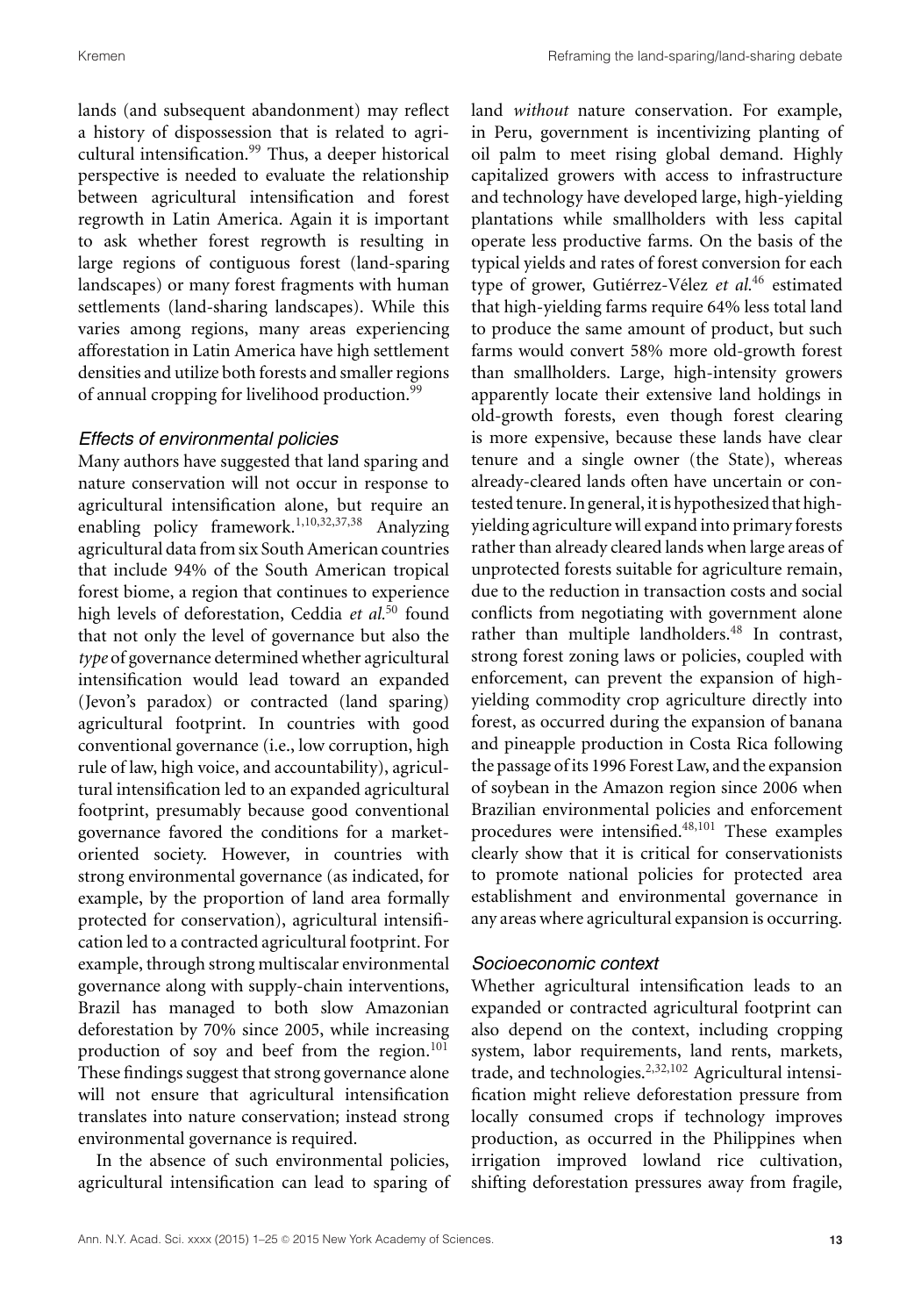lands (and subsequent abandonment) may reflect a history of dispossession that is related to agricultural intensification.[99] Thus, a deeper historical perspective is needed to evaluate the relationship between agricultural intensification and forest regrowth in Latin America. Again it is important to ask whether forest regrowth is resulting in large regions of contiguous forest (land-sparing landscapes) or many forest fragments with human settlements (land-sharing landscapes). While this varies among regions, many areas experiencing afforestation in Latin America have high settlement densities and utilize both forests and smaller regions of annual cropping for livelihood production.[99]

### *Effects of environmental policies*

Many authors have suggested that land sparing and nature conservation will not occur in response to agricultural intensification alone, but require an enabling policy framework.[1,10,32,37,38] Analyzing agricultural data from six South American countries that include 94% of the South American tropical forest biome, a region that continues to experience high levels of deforestation, Ceddia *et al.*[50] found that not only the level of governance but also the *type* of governance determined whether agricultural intensification would lead toward an expanded (Jevon's paradox) or contracted (land sparing) agricultural footprint. In countries with good conventional governance (i.e., low corruption, high rule of law, high voice, and accountability), agricultural intensification led to an expanded agricultural footprint, presumably because good conventional governance favored the conditions for a market-oriented society. However, in countries with strong environmental governance (as indicated, for example, by the proportion of land area formally protected for conservation), agricultural intensification led to a contracted agricultural footprint. For example, through strong multiscalar environmental governance along with supply-chain interventions, Brazil has managed to both slow Amazonian deforestation by 70% since 2005, while increasing production of soy and beef from the region.[101] These findings suggest that strong governance alone will not ensure that agricultural intensification translates into nature conservation; instead strong environmental governance is required.

In the absence of such environmental policies, agricultural intensification can lead to sparing of land *without* nature conservation. For example, in Peru, government is incentivizing planting of oil palm to meet rising global demand. Highly capitalized growers with access to infrastructure and technology have developed large, high-yielding plantations while smallholders with less capital operate less productive farms. On the basis of the typical yields and rates of forest conversion for each type of grower, Gutiérrez-Vélez *et al.*[46] estimated that high-yielding farms require 64% less total land to produce the same amount of product, but such farms would convert 58% more old-growth forest than smallholders. Large, high-intensity growers apparently locate their extensive land holdings in old-growth forests, even though forest clearing is more expensive, because these lands have clear tenure and a single owner (the State), whereas already-cleared lands often have uncertain or contested tenure. In general, it is hypothesized that high-yielding agriculture will expand into primary forests rather than already cleared lands when large areas of unprotected forests suitable for agriculture remain, due to the reduction in transaction costs and social conflicts from negotiating with government alone rather than multiple landholders.[48] In contrast, strong forest zoning laws or policies, coupled with enforcement, can prevent the expansion of high-yielding commodity crop agriculture directly into forest, as occurred during the expansion of banana and pineapple production in Costa Rica following the passage of its 1996 Forest Law, and the expansion of soybean in the Amazon region since 2006 when Brazilian environmental policies and enforcement procedures were intensified.[48,101] These examples clearly show that it is critical for conservationists to promote national policies for protected area establishment and environmental governance in any areas where agricultural expansion is occurring.

### *Socioeconomic context*

Whether agricultural intensification leads to an expanded or contracted agricultural footprint can also depend on the context, including cropping system, labor requirements, land rents, markets, trade, and technologies.[2,32,102] Agricultural intensification might relieve deforestation pressure from locally consumed crops if technology improves production, as occurred in the Philippines when irrigation improved lowland rice cultivation, shifting deforestation pressures away from fragile,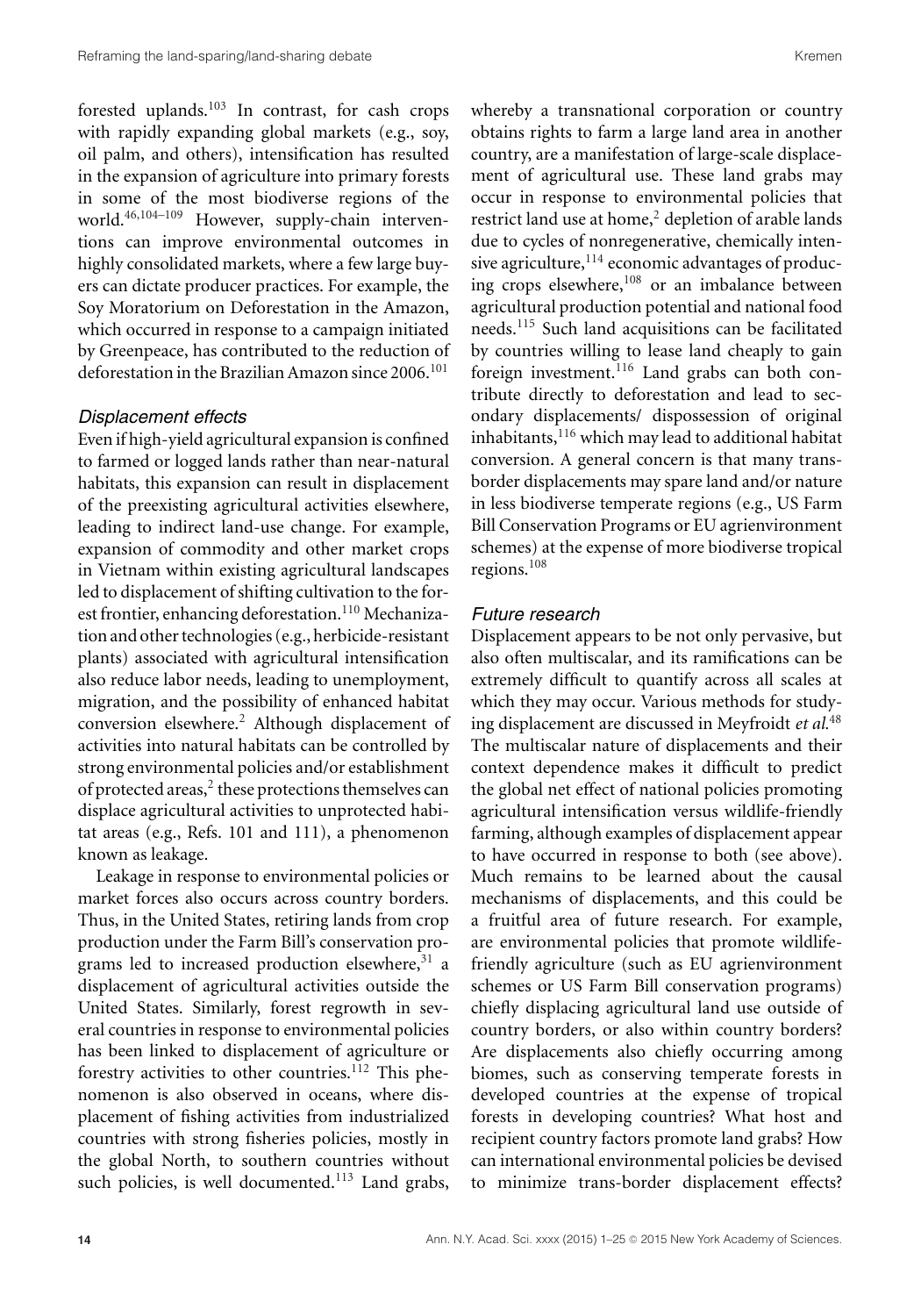forested uplands.[103] In contrast, for cash crops with rapidly expanding global markets (e.g., soy, oil palm, and others), intensification has resulted in the expansion of agriculture into primary forests in some of the most biodiverse regions of the world.[46,104–109] However, supply-chain interventions can improve environmental outcomes in highly consolidated markets, where a few large buyers can dictate producer practices. For example, the Soy Moratorium on Deforestation in the Amazon, which occurred in response to a campaign initiated by Greenpeace, has contributed to the reduction of deforestation in the Brazilian Amazon since 2006.[101]

### *Displacement effects*

Even if high-yield agricultural expansion is confined to farmed or logged lands rather than near-natural habitats, this expansion can result in displacement of the preexisting agricultural activities elsewhere, leading to indirect land-use change. For example, expansion of commodity and other market crops in Vietnam within existing agricultural landscapes led to displacement of shifting cultivation to the forest frontier, enhancing deforestation.[110] Mechanization and other technologies (e.g., herbicide-resistant plants) associated with agricultural intensification also reduce labor needs, leading to unemployment, migration, and the possibility of enhanced habitat conversion elsewhere.[2] Although displacement of activities into natural habitats can be controlled by strong environmental policies and/or establishment of protected areas,[2] these protections themselves can displace agricultural activities to unprotected habitat areas (e.g., Refs. 101 and 111), a phenomenon known as leakage.

Leakage in response to environmental policies or market forces also occurs across country borders. Thus, in the United States, retiring lands from crop production under the Farm Bill's conservation programs led to increased production elsewhere,[31] a displacement of agricultural activities outside the United States. Similarly, forest regrowth in several countries in response to environmental policies has been linked to displacement of agriculture or forestry activities to other countries.[112] This phenomenon is also observed in oceans, where displacement of fishing activities from industrialized countries with strong fisheries policies, mostly in the global North, to southern countries without such policies, is well documented.[113] Land grabs, whereby a transnational corporation or country obtains rights to farm a large land area in another country, are a manifestation of large-scale displacement of agricultural use. These land grabs may occur in response to environmental policies that restrict land use at home,[2] depletion of arable lands due to cycles of nonregenerative, chemically intensive agriculture,[114] economic advantages of producing crops elsewhere,[108] or an imbalance between agricultural production potential and national food needs.[115] Such land acquisitions can be facilitated by countries willing to lease land cheaply to gain foreign investment.[116] Land grabs can both contribute directly to deforestation and lead to secondary displacements/ dispossession of original inhabitants,[116] which may lead to additional habitat conversion. A general concern is that many trans-border displacements may spare land and/or nature in less biodiverse temperate regions (e.g., US Farm Bill Conservation Programs or EU agrienvironment schemes) at the expense of more biodiverse tropical regions.[108]

### *Future research*

Displacement appears to be not only pervasive, but also often multiscalar, and its ramifications can be extremely difficult to quantify across all scales at which they may occur. Various methods for studying displacement are discussed in Meyfroidt *et al.*[48] The multiscalar nature of displacements and their context dependence makes it difficult to predict the global net effect of national policies promoting agricultural intensification versus wildlife-friendly farming, although examples of displacement appear to have occurred in response to both (see above). Much remains to be learned about the causal mechanisms of displacements, and this could be a fruitful area of future research. For example, are environmental policies that promote wildlife-friendly agriculture (such as EU agrienvironment schemes or US Farm Bill conservation programs) chiefly displacing agricultural land use outside of country borders, or also within country borders? Are displacements also chiefly occurring among biomes, such as conserving temperate forests in developed countries at the expense of tropical forests in developing countries? What host and recipient country factors promote land grabs? How can international environmental policies be devised to minimize trans-border displacement effects?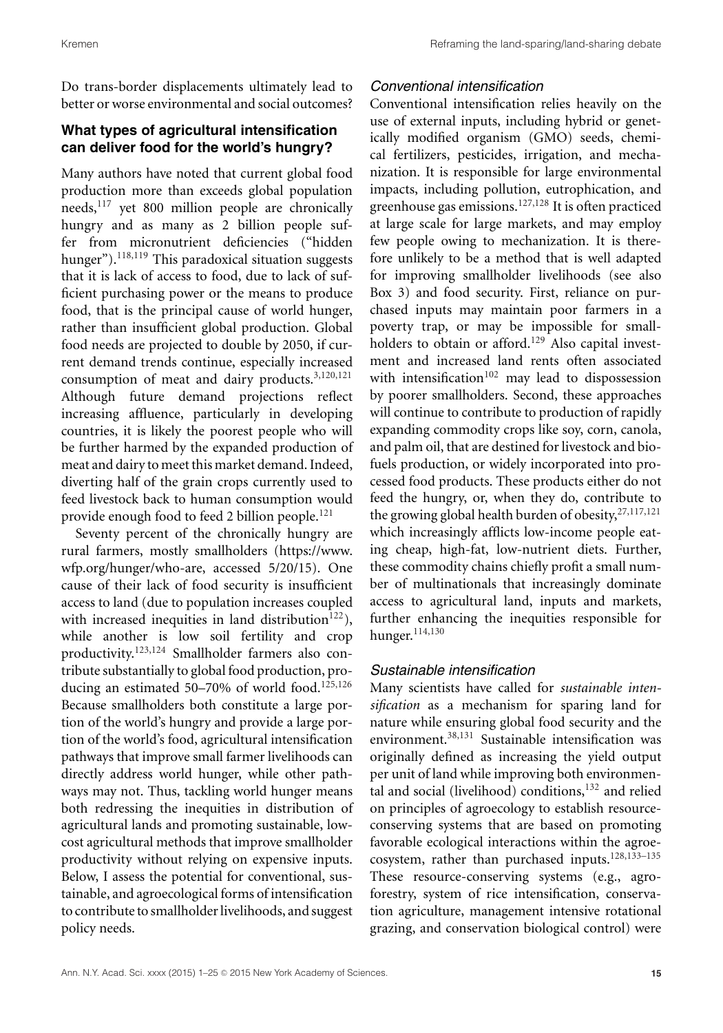Do trans-border displacements ultimately lead to better or worse environmental and social outcomes?

## What types of agricultural intensification can deliver food for the world's hungry?

Many authors have noted that current global food production more than exceeds global population needs,[117] yet 800 million people are chronically hungry and as many as 2 billion people suffer from micronutrient deficiencies ("hidden hunger").[118,119] This paradoxical situation suggests that it is lack of access to food, due to lack of sufficient purchasing power or the means to produce food, that is the principal cause of world hunger, rather than insufficient global production. Global food needs are projected to double by 2050, if current demand trends continue, especially increased consumption of meat and dairy products.[3,120,121] Although future demand projections reflect increasing affluence, particularly in developing countries, it is likely the poorest people who will be further harmed by the expanded production of meat and dairy to meet this market demand. Indeed, diverting half of the grain crops currently used to feed livestock back to human consumption would provide enough food to feed 2 billion people.[121]

Seventy percent of the chronically hungry are rural farmers, mostly smallholders (https://www.wfp.org/hunger/who-are, accessed 5/20/15). One cause of their lack of food security is insufficient access to land (due to population increases coupled with increased inequities in land distribution[122]), while another is low soil fertility and crop productivity.[123,124] Smallholder farmers also contribute substantially to global food production, producing an estimated 50–70% of world food.[125,126] Because smallholders both constitute a large portion of the world's hungry and provide a large portion of the world's food, agricultural intensification pathways that improve small farmer livelihoods can directly address world hunger, while other pathways may not. Thus, tackling world hunger means both redressing the inequities in distribution of agricultural lands and promoting sustainable, low-cost agricultural methods that improve smallholder productivity without relying on expensive inputs. Below, I assess the potential for conventional, sustainable, and agroecological forms of intensification to contribute to smallholder livelihoods, and suggest policy needs.

### *Conventional intensification*

Conventional intensification relies heavily on the use of external inputs, including hybrid or genetically modified organism (GMO) seeds, chemical fertilizers, pesticides, irrigation, and mechanization. It is responsible for large environmental impacts, including pollution, eutrophication, and greenhouse gas emissions.[127,128] It is often practiced at large scale for large markets, and may employ few people owing to mechanization. It is therefore unlikely to be a method that is well adapted for improving smallholder livelihoods (see also Box 3) and food security. First, reliance on purchased inputs may maintain poor farmers in a poverty trap, or may be impossible for smallholders to obtain or afford.[129] Also capital investment and increased land rents often associated with intensification[102] may lead to dispossession by poorer smallholders. Second, these approaches will continue to contribute to production of rapidly expanding commodity crops like soy, corn, canola, and palm oil, that are destined for livestock and biofuels production, or widely incorporated into processed food products. These products either do not feed the hungry, or, when they do, contribute to the growing global health burden of obesity,[27,117,121] which increasingly afflicts low-income people eating cheap, high-fat, low-nutrient diets. Further, these commodity chains chiefly profit a small number of multinationals that increasingly dominate access to agricultural land, inputs and markets, further enhancing the inequities responsible for hunger.[114,130]

### *Sustainable intensification*

Many scientists have called for *sustainable intensification* as a mechanism for sparing land for nature while ensuring global food security and the environment.[38,131] Sustainable intensification was originally defined as increasing the yield output per unit of land while improving both environmental and social (livelihood) conditions,[132] and relied on principles of agroecology to establish resource-conserving systems that are based on promoting favorable ecological interactions within the agroecosystem, rather than purchased inputs.[128,133–135] These resource-conserving systems (e.g., agroforestry, system of rice intensification, conservation agriculture, management intensive rotational grazing, and conservation biological control) were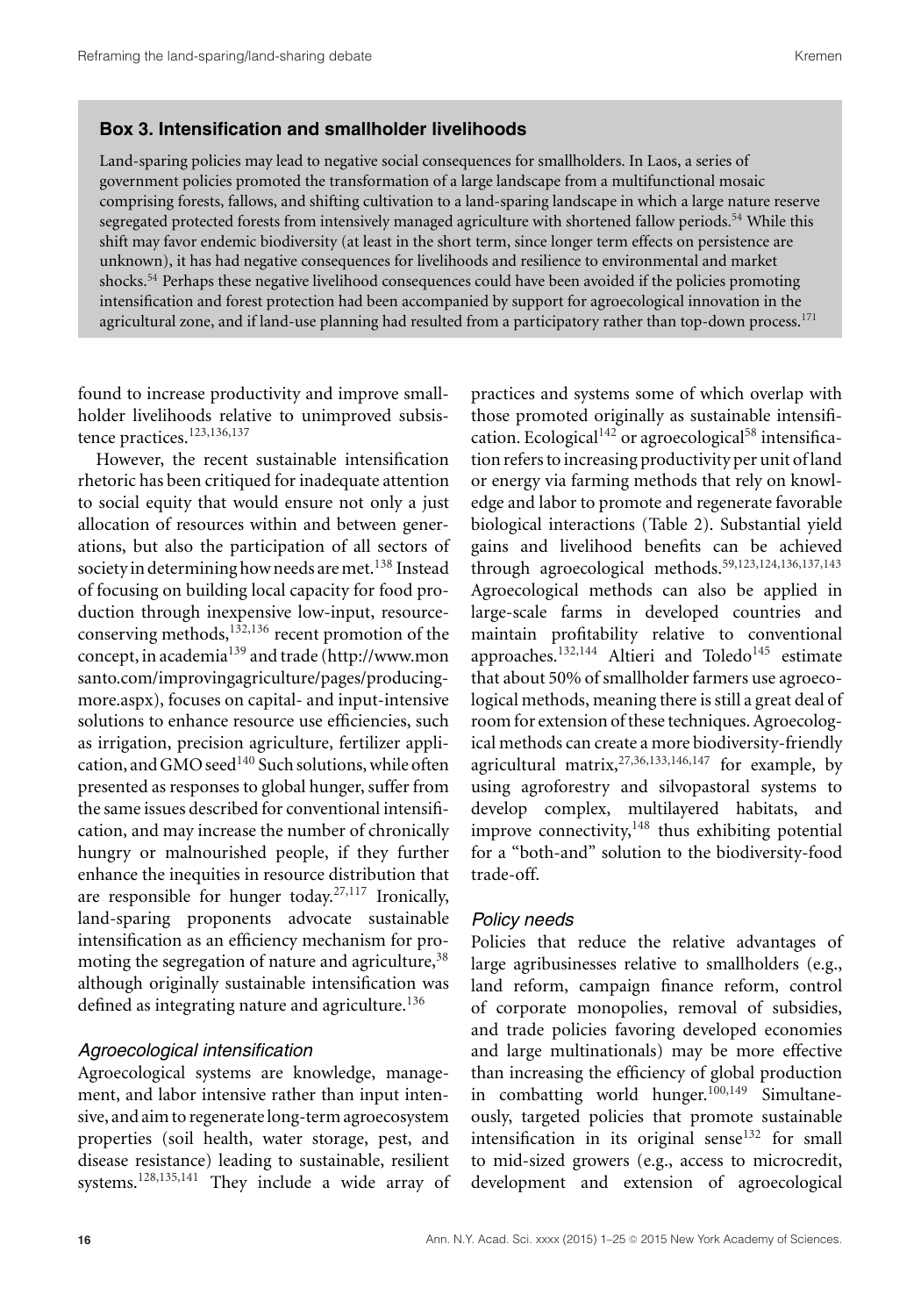### Box 3. Intensification and smallholder livelihoods

Land-sparing policies may lead to negative social consequences for smallholders. In Laos, a series of government policies promoted the transformation of a large landscape from a multifunctional mosaic comprising forests, fallows, and shifting cultivation to a land-sparing landscape in which a large nature reserve segregated protected forests from intensively managed agriculture with shortened fallow periods.[54] While this shift may favor endemic biodiversity (at least in the short term, since longer term effects on persistence are unknown), it has had negative consequences for livelihoods and resilience to environmental and market shocks.[54] Perhaps these negative livelihood consequences could have been avoided if the policies promoting intensification and forest protection had been accompanied by support for agroecological innovation in the agricultural zone, and if land-use planning had resulted from a participatory rather than top-down process.[171]

found to increase productivity and improve smallholder livelihoods relative to unimproved subsistence practices.[123,136,137]

However, the recent sustainable intensification rhetoric has been critiqued for inadequate attention to social equity that would ensure not only a just allocation of resources within and between generations, but also the participation of all sectors of society in determining how needs are met.[138] Instead of focusing on building local capacity for food production through inexpensive low-input, resource-conserving methods,[132,136] recent promotion of the concept, in academia[139] and trade (http://www.monsanto.com/improvingagriculture/pages/producing-more.aspx), focuses on capital- and input-intensive solutions to enhance resource use efficiencies, such as irrigation, precision agriculture, fertilizer application, and GMO seed[140] Such solutions, while often presented as responses to global hunger, suffer from the same issues described for conventional intensification, and may increase the number of chronically hungry or malnourished people, if they further enhance the inequities in resource distribution that are responsible for hunger today.[27,117] Ironically, land-sparing proponents advocate sustainable intensification as an efficiency mechanism for promoting the segregation of nature and agriculture,[38] although originally sustainable intensification was defined as integrating nature and agriculture.[136]

#### *Agroecological intensification*

Agroecological systems are knowledge, management, and labor intensive rather than input intensive, and aim to regenerate long-term agroecosystem properties (soil health, water storage, pest, and disease resistance) leading to sustainable, resilient systems.[128,135,141] They include a wide array of practices and systems some of which overlap with those promoted originally as sustainable intensification. Ecological[142] or agroecological[58] intensification refers to increasing productivity per unit of land or energy via farming methods that rely on knowledge and labor to promote and regenerate favorable biological interactions (Table 2). Substantial yield gains and livelihood benefits can be achieved through agroecological methods.[59,123,124,136,137,143] Agroecological methods can also be applied in large-scale farms in developed countries and maintain profitability relative to conventional approaches.[132,144] Altieri and Toledo[145] estimate that about 50% of smallholder farmers use agroecological methods, meaning there is still a great deal of room for extension of these techniques. Agroecological methods can create a more biodiversity-friendly agricultural matrix,[27,36,133,146,147] for example, by using agroforestry and silvopastoral systems to develop complex, multilayered habitats, and improve connectivity,[148] thus exhibiting potential for a "both-and" solution to the biodiversity-food trade-off.

#### *Policy needs*

Policies that reduce the relative advantages of large agribusinesses relative to smallholders (e.g., land reform, campaign finance reform, control of corporate monopolies, removal of subsidies, and trade policies favoring developed economies and large multinationals) may be more effective than increasing the efficiency of global production in combatting world hunger.[100,149] Simultaneously, targeted policies that promote sustainable intensification in its original sense[132] for small to mid-sized growers (e.g., access to microcredit, development and extension of agroecological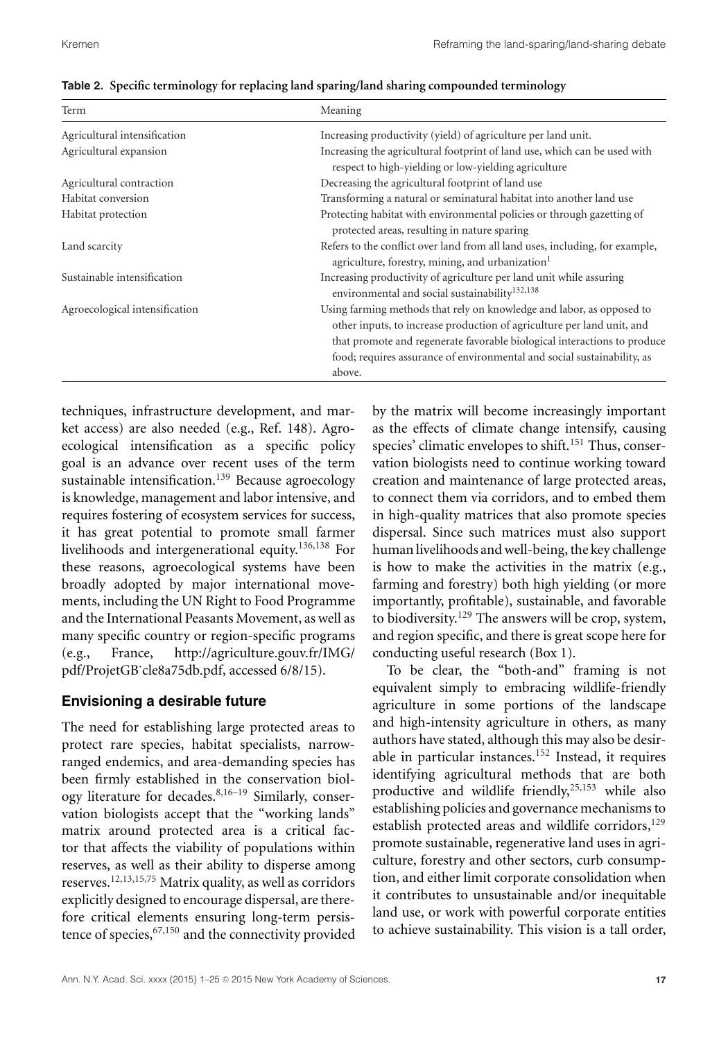**Table 2. Specific terminology for replacing land sparing/land sharing compounded terminology**

| Term | Meaning |
|---|---|
| Agricultural intensification | Increasing productivity (yield) of agriculture per land unit. |
| Agricultural expansion | Increasing the agricultural footprint of land use, which can be used with respect to high-yielding or low-yielding agriculture |
| Agricultural contraction | Decreasing the agricultural footprint of land use |
| Habitat conversion | Transforming a natural or seminatural habitat into another land use |
| Habitat protection | Protecting habitat with environmental policies or through gazetting of protected areas, resulting in nature sparing |
| Land scarcity | Refers to the conflict over land from all land uses, including, for example, agriculture, forestry, mining, and urbanization[1] |
| Sustainable intensification | Increasing productivity of agriculture per land unit while assuring environmental and social sustainability[132,138] |
| Agroecological intensification | Using farming methods that rely on knowledge and labor, as opposed to other inputs, to increase production of agriculture per land unit, and that promote and regenerate favorable biological interactions to produce food; requires assurance of environmental and social sustainability, as above. |

techniques, infrastructure development, and market access) are also needed (e.g., Ref. 148). Agroecological intensification as a specific policy goal is an advance over recent uses of the term sustainable intensification.[139] Because agroecology is knowledge, management and labor intensive, and requires fostering of ecosystem services for success, it has great potential to promote small farmer livelihoods and intergenerational equity.[136,138] For these reasons, agroecological systems have been broadly adopted by major international movements, including the UN Right to Food Programme and the International Peasants Movement, as well as many specific country or region-specific programs (e.g., France, http://agriculture.gouv.fr/IMG/pdf/ProjetGB˙cle8a75db.pdf, accessed 6/8/15).

## Envisioning a desirable future

The need for establishing large protected areas to protect rare species, habitat specialists, narrow-ranged endemics, and area-demanding species has been firmly established in the conservation biology literature for decades.[8,16–19] Similarly, conservation biologists accept that the "working lands" matrix around protected area is a critical factor that affects the viability of populations within reserves, as well as their ability to disperse among reserves.[12,13,15,75] Matrix quality, as well as corridors explicitly designed to encourage dispersal, are therefore critical elements ensuring long-term persistence of species,[67,150] and the connectivity provided by the matrix will become increasingly important as the effects of climate change intensify, causing species' climatic envelopes to shift.[151] Thus, conservation biologists need to continue working toward creation and maintenance of large protected areas, to connect them via corridors, and to embed them in high-quality matrices that also promote species dispersal. Since such matrices must also support human livelihoods and well-being, the key challenge is how to make the activities in the matrix (e.g., farming and forestry) both high yielding (or more importantly, profitable), sustainable, and favorable to biodiversity.[129] The answers will be crop, system, and region specific, and there is great scope here for conducting useful research (Box 1).

To be clear, the "both-and" framing is not equivalent simply to embracing wildlife-friendly agriculture in some portions of the landscape and high-intensity agriculture in others, as many authors have stated, although this may also be desirable in particular instances.[152] Instead, it requires identifying agricultural methods that are both productive and wildlife friendly,[25,153] while also establishing policies and governance mechanisms to establish protected areas and wildlife corridors,[129] promote sustainable, regenerative land uses in agriculture, forestry and other sectors, curb consumption, and either limit corporate consolidation when it contributes to unsustainable and/or inequitable land use, or work with powerful corporate entities to achieve sustainability. This vision is a tall order,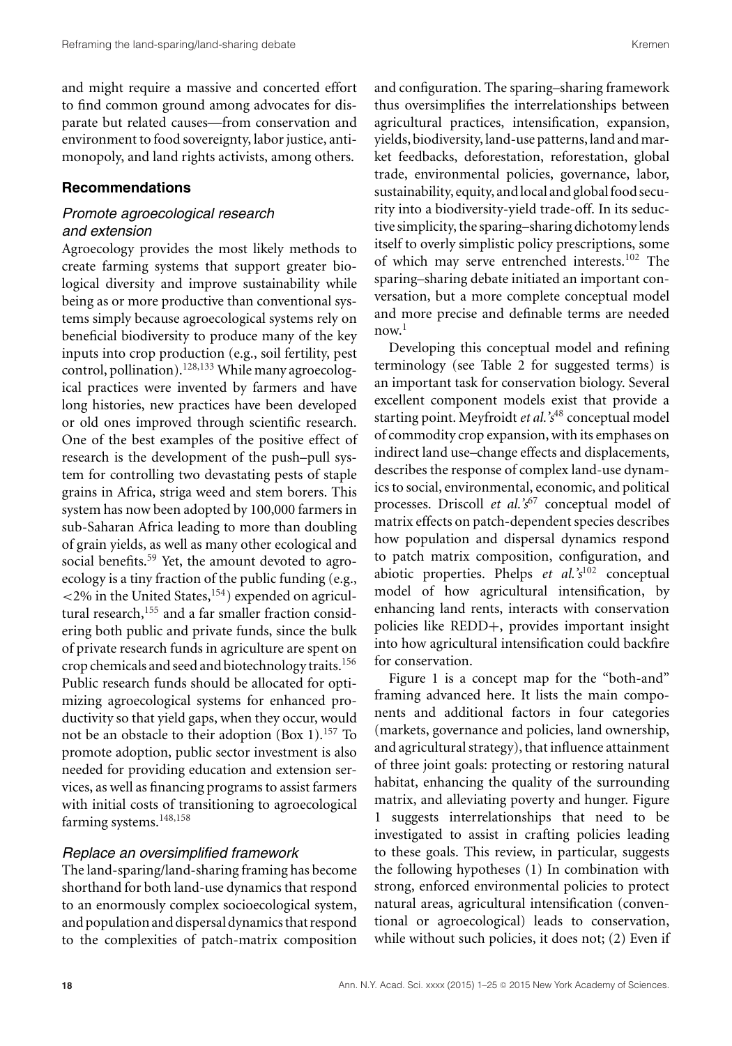and might require a massive and concerted effort to find common ground among advocates for disparate but related causes—from conservation and environment to food sovereignty, labor justice, antimonopoly, and land rights activists, among others.

## Recommendations

### *Promote agroecological research and extension*

Agroecology provides the most likely methods to create farming systems that support greater biological diversity and improve sustainability while being as or more productive than conventional systems simply because agroecological systems rely on beneficial biodiversity to produce many of the key inputs into crop production (e.g., soil fertility, pest control, pollination).[128,133] While many agroecological practices were invented by farmers and have long histories, new practices have been developed or old ones improved through scientific research. One of the best examples of the positive effect of research is the development of the push–pull system for controlling two devastating pests of staple grains in Africa, striga weed and stem borers. This system has now been adopted by 100,000 farmers in sub-Saharan Africa leading to more than doubling of grain yields, as well as many other ecological and social benefits.[59] Yet, the amount devoted to agroecology is a tiny fraction of the public funding (e.g., <2% in the United States,[154]) expended on agricultural research,[155] and a far smaller fraction considering both public and private funds, since the bulk of private research funds in agriculture are spent on crop chemicals and seed and biotechnology traits.[156] Public research funds should be allocated for optimizing agroecological systems for enhanced productivity so that yield gaps, when they occur, would not be an obstacle to their adoption (Box 1).[157] To promote adoption, public sector investment is also needed for providing education and extension services, as well as financing programs to assist farmers with initial costs of transitioning to agroecological farming systems.[148,158]

### *Replace an oversimplified framework*

The land-sparing/land-sharing framing has become shorthand for both land-use dynamics that respond to an enormously complex socioecological system, and population and dispersal dynamics that respond to the complexities of patch-matrix composition and configuration. The sparing–sharing framework thus oversimplifies the interrelationships between agricultural practices, intensification, expansion, yields, biodiversity, land-use patterns, land and market feedbacks, deforestation, reforestation, global trade, environmental policies, governance, labor, sustainability, equity, and local and global food security into a biodiversity-yield trade-off. In its seductive simplicity, the sparing–sharing dichotomy lends itself to overly simplistic policy prescriptions, some of which may serve entrenched interests.[102] The sparing–sharing debate initiated an important conversation, but a more complete conceptual model and more precise and definable terms are needed now.[1]

Developing this conceptual model and refining terminology (see Table 2 for suggested terms) is an important task for conservation biology. Several excellent component models exist that provide a starting point. Meyfroidt *et al.'s*[48] conceptual model of commodity crop expansion, with its emphases on indirect land use–change effects and displacements, describes the response of complex land-use dynamics to social, environmental, economic, and political processes. Driscoll *et al.'s*[67] conceptual model of matrix effects on patch-dependent species describes how population and dispersal dynamics respond to patch matrix composition, configuration, and abiotic properties. Phelps *et al.'s*[102] conceptual model of how agricultural intensification, by enhancing land rents, interacts with conservation policies like REDD+, provides important insight into how agricultural intensification could backfire for conservation.

Figure 1 is a concept map for the "both-and" framing advanced here. It lists the main components and additional factors in four categories (markets, governance and policies, land ownership, and agricultural strategy), that influence attainment of three joint goals: protecting or restoring natural habitat, enhancing the quality of the surrounding matrix, and alleviating poverty and hunger. Figure 1 suggests interrelationships that need to be investigated to assist in crafting policies leading to these goals. This review, in particular, suggests the following hypotheses (1) In combination with strong, enforced environmental policies to protect natural areas, agricultural intensification (conventional or agroecological) leads to conservation, while without such policies, it does not; (2) Even if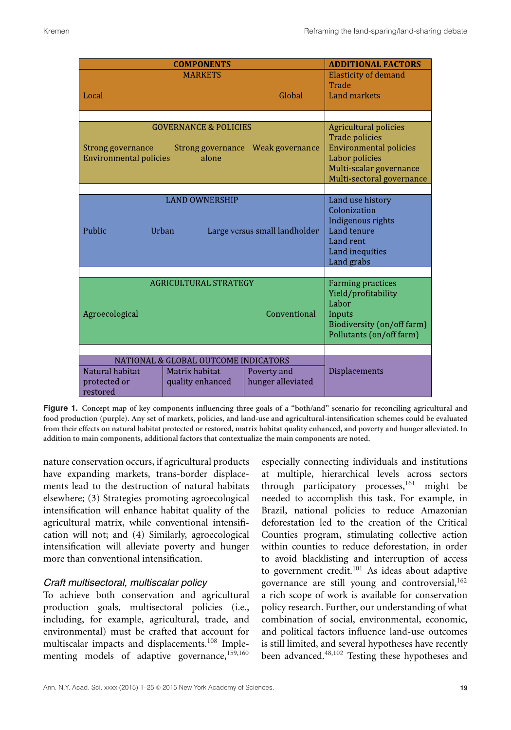| COMPONENTS | | | ADDITIONAL FACTORS |
|---|---|---|---|
| MARKETS | | | Elasticity of demand<br>Trade<br>Land markets |
| Local | | Global | |
| | | | |
| GOVERNANCE & POLICIES | | | Agricultural policies<br>Trade policies<br>Environmental policies<br>Labor policies<br>Multi-scalar governance<br>Multi-sectoral governance |
| Strong governance Environmental policies | Strong governance alone | Weak governance | |
| | | | |
| LAND OWNERSHIP | | | Land use history<br>Colonization<br>Indigenous rights<br>Land tenure<br>Land rent<br>Land inequities<br>Land grabs |
| Public | Urban | Large versus small landholder | |
| | | | |
| AGRICULTURAL STRATEGY | | | Farming practices<br>Yield/profitability<br>Labor<br>Inputs<br>Biodiversity (on/off farm)<br>Pollutants (on/off farm) |
| Agroecological | | Conventional | |
| | | | |
| NATIONAL & GLOBAL OUTCOME INDICATORS | | | Displacements |
| Natural habitat protected or restored | Matrix habitat quality enhanced | Poverty and hunger alleviated | |

**Figure 1.** Concept map of key components influencing three goals of a "both/and" scenario for reconciling agricultural and food production (purple). Any set of markets, policies, and land-use and agricultural-intensification schemes could be evaluated from their effects on natural habitat protected or restored, matrix habitat quality enhanced, and poverty and hunger alleviated. In addition to main components, additional factors that contextualize the main components are noted.

nature conservation occurs, if agricultural products have expanding markets, trans-border displacements lead to the destruction of natural habitats elsewhere; (3) Strategies promoting agroecological intensification will enhance habitat quality of the agricultural matrix, while conventional intensification will not; and (4) Similarly, agroecological intensification will alleviate poverty and hunger more than conventional intensification.

### *Craft multisectoral, multiscalar policy*

To achieve both conservation and agricultural production goals, multisectoral policies (i.e., including, for example, agricultural, trade, and environmental) must be crafted that account for multiscalar impacts and displacements.[108] Implementing models of adaptive governance,[159,160] especially connecting individuals and institutions at multiple, hierarchical levels across sectors through participatory processes,[161] might be needed to accomplish this task. For example, in Brazil, national policies to reduce Amazonian deforestation led to the creation of the Critical Counties program, stimulating collective action within counties to reduce deforestation, in order to avoid blacklisting and interruption of access to government credit.[101] As ideas about adaptive governance are still young and controversial,[162] a rich scope of work is available for conservation policy research. Further, our understanding of what combination of social, environmental, economic, and political factors influence land-use outcomes is still limited, and several hypotheses have recently been advanced.[48,102] Testing these hypotheses and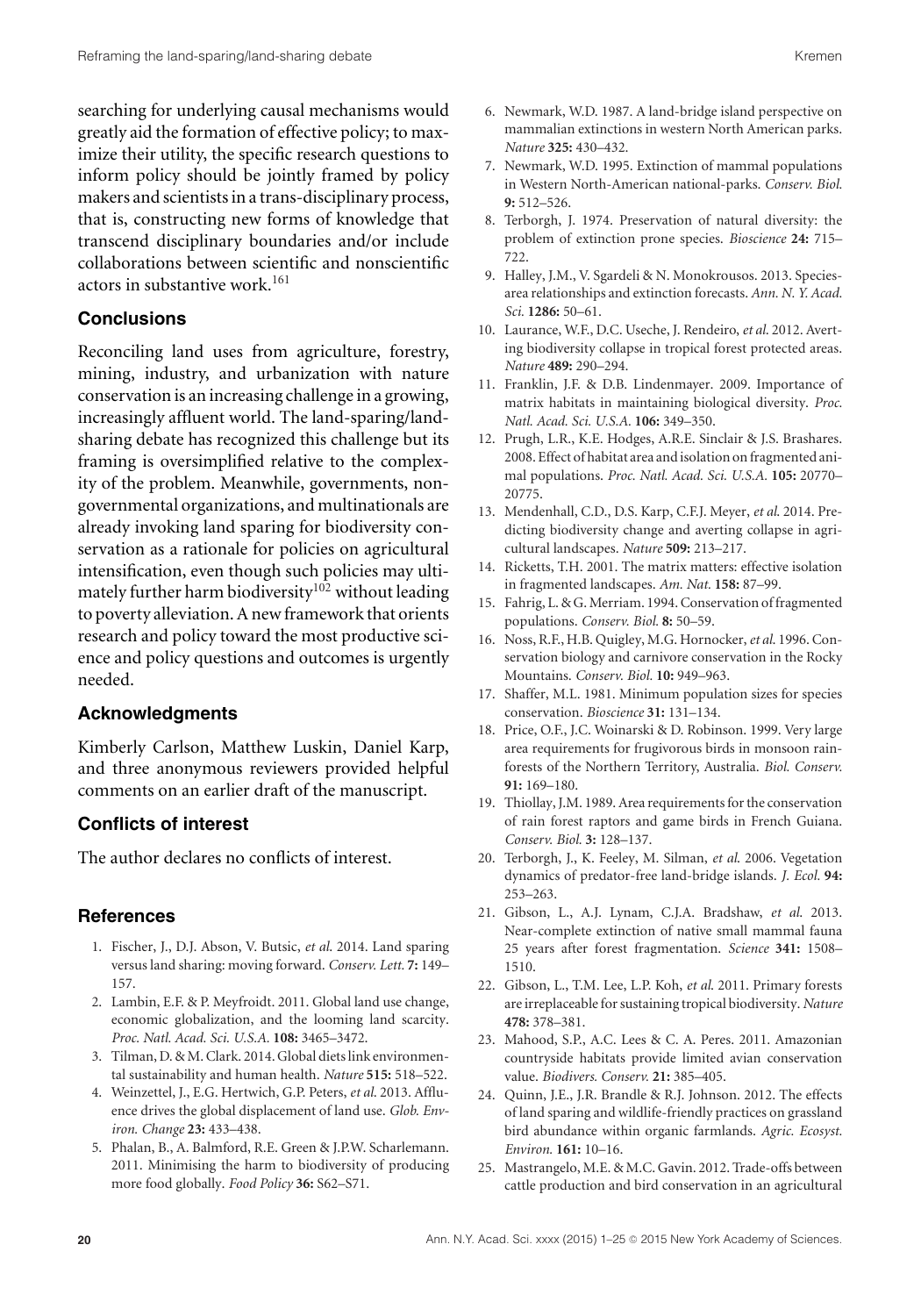searching for underlying causal mechanisms would greatly aid the formation of effective policy; to maximize their utility, the specific research questions to inform policy should be jointly framed by policy makers and scientists in a trans-disciplinary process, that is, constructing new forms of knowledge that transcend disciplinary boundaries and/or include collaborations between scientific and nonscientific actors in substantive work.[161]

## Conclusions

Reconciling land uses from agriculture, forestry, mining, industry, and urbanization with nature conservation is an increasing challenge in a growing, increasingly affluent world. The land-sparing/land-sharing debate has recognized this challenge but its framing is oversimplified relative to the complexity of the problem. Meanwhile, governments, nongovernmental organizations, and multinationals are already invoking land sparing for biodiversity conservation as a rationale for policies on agricultural intensification, even though such policies may ultimately further harm biodiversity[102] without leading to poverty alleviation. A new framework that orients research and policy toward the most productive science and policy questions and outcomes is urgently needed.

## Acknowledgments

Kimberly Carlson, Matthew Luskin, Daniel Karp, and three anonymous reviewers provided helpful comments on an earlier draft of the manuscript.

## Conflicts of interest

The author declares no conflicts of interest.

## References

1. Fischer, J., D.J. Abson, V. Butsic, *et al.* 2014. Land sparing versus land sharing: moving forward. *Conserv. Lett.* **7:** 149–157.
2. Lambin, E.F. & P. Meyfroidt. 2011. Global land use change, economic globalization, and the looming land scarcity. *Proc. Natl. Acad. Sci. U.S.A.* **108:** 3465–3472.
3. Tilman, D. & M. Clark. 2014. Global diets link environmental sustainability and human health. *Nature* **515:** 518–522.
4. Weinzettel, J., E.G. Hertwich, G.P. Peters, *et al.* 2013. Affluence drives the global displacement of land use. *Glob. Environ. Change* **23:** 433–438.
5. Phalan, B., A. Balmford, R.E. Green & J.P.W. Scharlemann. 2011. Minimising the harm to biodiversity of producing more food globally. *Food Policy* **36:** S62–S71.
6. Newmark, W.D. 1987. A land-bridge island perspective on mammalian extinctions in western North American parks. *Nature* **325:** 430–432.
7. Newmark, W.D. 1995. Extinction of mammal populations in Western North-American national-parks. *Conserv. Biol.* **9:** 512–526.
8. Terborgh, J. 1974. Preservation of natural diversity: the problem of extinction prone species. *Bioscience* **24:** 715–722.
9. Halley, J.M., V. Sgardeli & N. Monokrousos. 2013. Species-area relationships and extinction forecasts. *Ann. N. Y. Acad. Sci.* **1286:** 50–61.
10. Laurance, W.F., D.C. Useche, J. Rendeiro, *et al.* 2012. Averting biodiversity collapse in tropical forest protected areas. *Nature* **489:** 290–294.
11. Franklin, J.F. & D.B. Lindenmayer. 2009. Importance of matrix habitats in maintaining biological diversity. *Proc. Natl. Acad. Sci. U.S.A.* **106:** 349–350.
12. Prugh, L.R., K.E. Hodges, A.R.E. Sinclair & J.S. Brashares. 2008. Effect of habitat area and isolation on fragmented animal populations. *Proc. Natl. Acad. Sci. U.S.A.* **105:** 20770–20775.
13. Mendenhall, C.D., D.S. Karp, C.F.J. Meyer, *et al.* 2014. Predicting biodiversity change and averting collapse in agricultural landscapes. *Nature* **509:** 213–217.
14. Ricketts, T.H. 2001. The matrix matters: effective isolation in fragmented landscapes. *Am. Nat.* **158:** 87–99.
15. Fahrig, L. & G. Merriam. 1994. Conservation of fragmented populations. *Conserv. Biol.* **8:** 50–59.
16. Noss, R.F., H.B. Quigley, M.G. Hornocker, *et al.* 1996. Conservation biology and carnivore conservation in the Rocky Mountains. *Conserv. Biol.* **10:** 949–963.
17. Shaffer, M.L. 1981. Minimum population sizes for species conservation. *Bioscience* **31:** 131–134.
18. Price, O.F., J.C. Woinarski & D. Robinson. 1999. Very large area requirements for frugivorous birds in monsoon rainforests of the Northern Territory, Australia. *Biol. Conserv.* **91:** 169–180.
19. Thiollay, J.M. 1989. Area requirements for the conservation of rain forest raptors and game birds in French Guiana. *Conserv. Biol.* **3:** 128–137.
20. Terborgh, J., K. Feeley, M. Silman, *et al.* 2006. Vegetation dynamics of predator-free land-bridge islands. *J. Ecol.* **94:** 253–263.
21. Gibson, L., A.J. Lynam, C.J.A. Bradshaw, *et al.* 2013. Near-complete extinction of native small mammal fauna 25 years after forest fragmentation. *Science* **341:** 1508–1510.
22. Gibson, L., T.M. Lee, L.P. Koh, *et al.* 2011. Primary forests are irreplaceable for sustaining tropical biodiversity. *Nature* **478:** 378–381.
23. Mahood, S.P., A.C. Lees & C. A. Peres. 2011. Amazonian countryside habitats provide limited avian conservation value. *Biodivers. Conserv.* **21:** 385–405.
24. Quinn, J.E., J.R. Brandle & R.J. Johnson. 2012. The effects of land sparing and wildlife-friendly practices on grassland bird abundance within organic farmlands. *Agric. Ecosyst. Environ.* **161:** 10–16.
25. Mastrangelo, M.E. & M.C. Gavin. 2012. Trade-offs between cattle production and bird conservation in an agricultural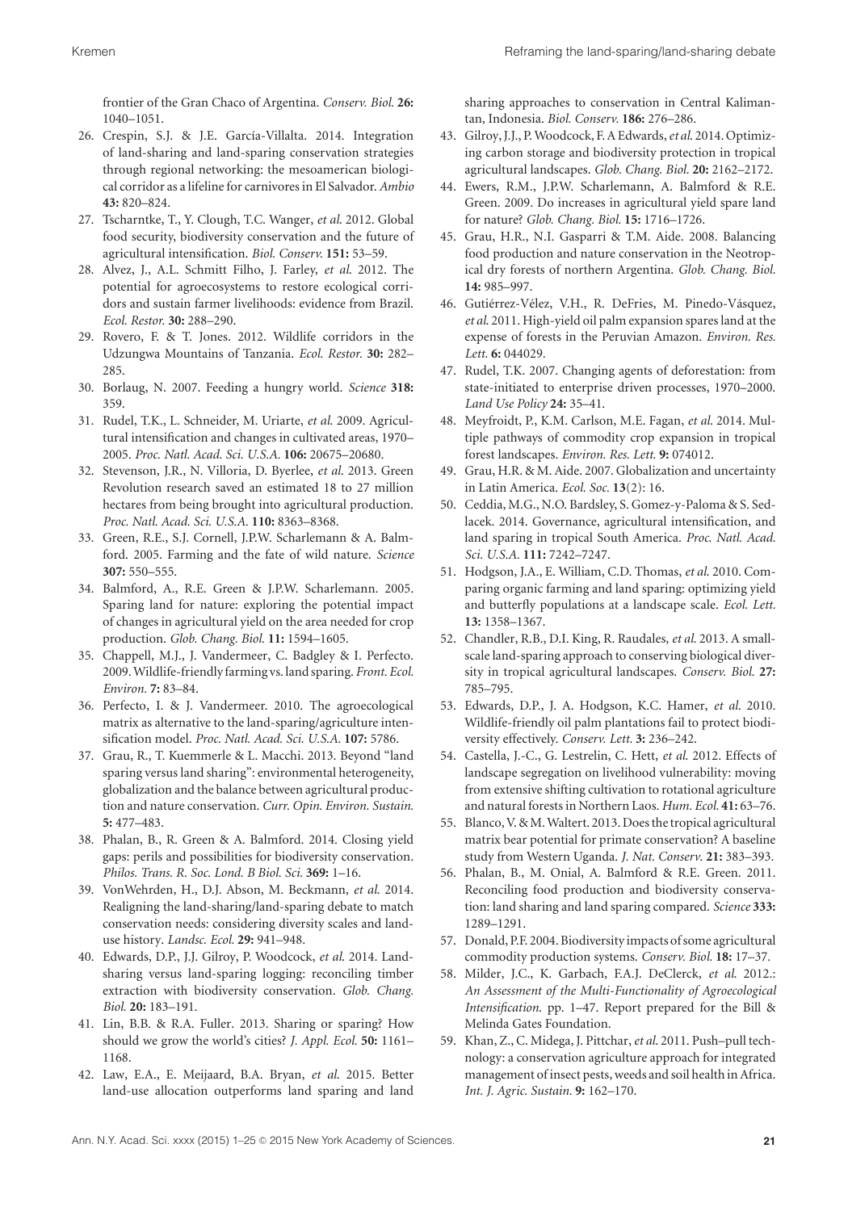frontier of the Gran Chaco of Argentina. *Conserv. Biol.* **26:** 1040–1051.

26. Crespin, S.J. & J.E. García-Villalta. 2014. Integration of land-sharing and land-sparing conservation strategies through regional networking: the mesoamerican biological corridor as a lifeline for carnivores in El Salvador. *Ambio* **43:** 820–824.
27. Tscharntke, T., Y. Clough, T.C. Wanger, *et al.* 2012. Global food security, biodiversity conservation and the future of agricultural intensification. *Biol. Conserv.* **151:** 53–59.
28. Alvez, J., A.L. Schmitt Filho, J. Farley, *et al.* 2012. The potential for agroecosystems to restore ecological corridors and sustain farmer livelihoods: evidence from Brazil. *Ecol. Restor.* **30:** 288–290.
29. Rovero, F. & T. Jones. 2012. Wildlife corridors in the Udzungwa Mountains of Tanzania. *Ecol. Restor.* **30:** 282–285.
30. Borlaug, N. 2007. Feeding a hungry world. *Science* **318:** 359.
31. Rudel, T.K., L. Schneider, M. Uriarte, *et al.* 2009. Agricultural intensification and changes in cultivated areas, 1970–2005. *Proc. Natl. Acad. Sci. U.S.A.* **106:** 20675–20680.
32. Stevenson, J.R., N. Villoria, D. Byerlee, *et al.* 2013. Green Revolution research saved an estimated 18 to 27 million hectares from being brought into agricultural production. *Proc. Natl. Acad. Sci. U.S.A.* **110:** 8363–8368.
33. Green, R.E., S.J. Cornell, J.P.W. Scharlemann & A. Balmford. 2005. Farming and the fate of wild nature. *Science* **307:** 550–555.
34. Balmford, A., R.E. Green & J.P.W. Scharlemann. 2005. Sparing land for nature: exploring the potential impact of changes in agricultural yield on the area needed for crop production. *Glob. Chang. Biol.* **11:** 1594–1605.
35. Chappell, M.J., J. Vandermeer, C. Badgley & I. Perfecto. 2009. Wildlife-friendly farming vs. land sparing. *Front. Ecol. Environ.* **7:** 83–84.
36. Perfecto, I. & J. Vandermeer. 2010. The agroecological matrix as alternative to the land-sparing/agriculture intensification model. *Proc. Natl. Acad. Sci. U.S.A.* **107:** 5786.
37. Grau, R., T. Kuemmerle & L. Macchi. 2013. Beyond "land sparing versus land sharing": environmental heterogeneity, globalization and the balance between agricultural production and nature conservation. *Curr. Opin. Environ. Sustain.* **5:** 477–483.
38. Phalan, B., R. Green & A. Balmford. 2014. Closing yield gaps: perils and possibilities for biodiversity conservation. *Philos. Trans. R. Soc. Lond. B Biol. Sci.* **369:** 1–16.
39. VonWehrden, H., D.J. Abson, M. Beckmann, *et al.* 2014. Realigning the land-sharing/land-sparing debate to match conservation needs: considering diversity scales and land-use history. *Landsc. Ecol.* **29:** 941–948.
40. Edwards, D.P., J.J. Gilroy, P. Woodcock, *et al.* 2014. Land-sharing versus land-sparing logging: reconciling timber extraction with biodiversity conservation. *Glob. Chang. Biol.* **20:** 183–191.
41. Lin, B.B. & R.A. Fuller. 2013. Sharing or sparing? How should we grow the world's cities? *J. Appl. Ecol.* **50:** 1161–1168.
42. Law, E.A., E. Meijaard, B.A. Bryan, *et al.* 2015. Better land-use allocation outperforms land sparing and land sharing approaches to conservation in Central Kalimantan, Indonesia. *Biol. Conserv.* **186:** 276–286.
43. Gilroy, J.J., P. Woodcock, F. A Edwards, *et al.* 2014. Optimizing carbon storage and biodiversity protection in tropical agricultural landscapes. *Glob. Chang. Biol.* **20:** 2162–2172.
44. Ewers, R.M., J.P.W. Scharlemann, A. Balmford & R.E. Green. 2009. Do increases in agricultural yield spare land for nature? *Glob. Chang. Biol.* **15:** 1716–1726.
45. Grau, H.R., N.I. Gasparri & T.M. Aide. 2008. Balancing food production and nature conservation in the Neotropical dry forests of northern Argentina. *Glob. Chang. Biol.* **14:** 985–997.
46. Gutiérrez-Vélez, V.H., R. DeFries, M. Pinedo-Vásquez, *et al.* 2011. High-yield oil palm expansion spares land at the expense of forests in the Peruvian Amazon. *Environ. Res. Lett.* **6:** 044029.
47. Rudel, T.K. 2007. Changing agents of deforestation: from state-initiated to enterprise driven processes, 1970–2000. *Land Use Policy* **24:** 35–41.
48. Meyfroidt, P., K.M. Carlson, M.E. Fagan, *et al.* 2014. Multiple pathways of commodity crop expansion in tropical forest landscapes. *Environ. Res. Lett.* **9:** 074012.
49. Grau, H.R. & M. Aide. 2007. Globalization and uncertainty in Latin America. *Ecol. Soc.* **13**(2): 16.
50. Ceddia, M.G., N.O. Bardsley, S. Gomez-y-Paloma & S. Sedlacek. 2014. Governance, agricultural intensification, and land sparing in tropical South America. *Proc. Natl. Acad. Sci. U.S.A.* **111:** 7242–7247.
51. Hodgson, J.A., E. William, C.D. Thomas, *et al.* 2010. Comparing organic farming and land sparing: optimizing yield and butterfly populations at a landscape scale. *Ecol. Lett.* **13:** 1358–1367.
52. Chandler, R.B., D.I. King, R. Raudales, *et al.* 2013. A small-scale land-sparing approach to conserving biological diversity in tropical agricultural landscapes. *Conserv. Biol.* **27:** 785–795.
53. Edwards, D.P., J. A. Hodgson, K.C. Hamer, *et al.* 2010. Wildlife-friendly oil palm plantations fail to protect biodiversity effectively. *Conserv. Lett.* **3:** 236–242.
54. Castella, J.-C., G. Lestrelin, C. Hett, *et al.* 2012. Effects of landscape segregation on livelihood vulnerability: moving from extensive shifting cultivation to rotational agriculture and natural forests in Northern Laos. *Hum. Ecol.* **41:** 63–76.
55. Blanco, V. & M. Waltert. 2013. Does the tropical agricultural matrix bear potential for primate conservation? A baseline study from Western Uganda. *J. Nat. Conserv.* **21:** 383–393.
56. Phalan, B., M. Onial, A. Balmford & R.E. Green. 2011. Reconciling food production and biodiversity conservation: land sharing and land sparing compared. *Science* **333:** 1289–1291.
57. Donald, P.F. 2004. Biodiversity impacts of some agricultural commodity production systems. *Conserv. Biol.* **18:** 17–37.
58. Milder, J.C., K. Garbach, F.A.J. DeClerck, *et al.* 2012.: *An Assessment of the Multi-Functionality of Agroecological Intensification*. pp. 1–47. Report prepared for the Bill & Melinda Gates Foundation.
59. Khan, Z., C. Midega, J. Pittchar, *et al.* 2011. Push–pull technology: a conservation agriculture approach for integrated management of insect pests, weeds and soil health in Africa. *Int. J. Agric. Sustain.* **9:** 162–170.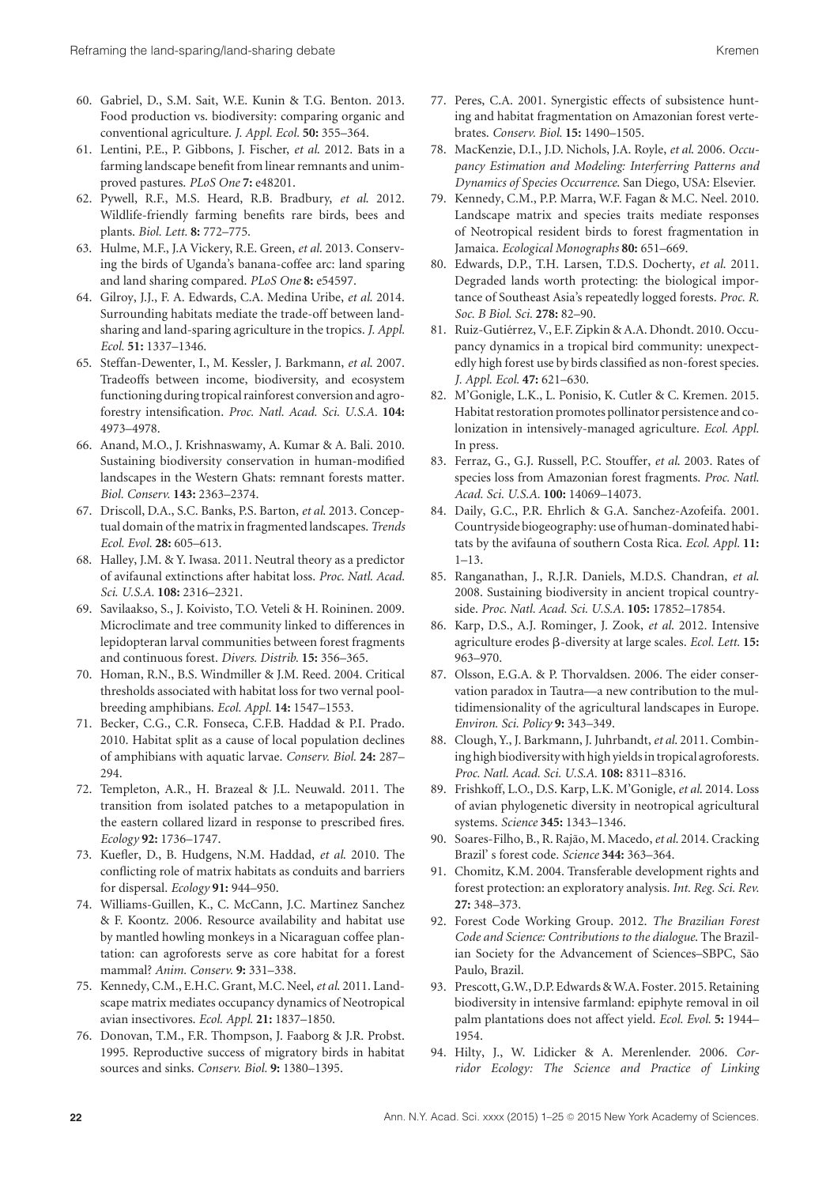60. Gabriel, D., S.M. Sait, W.E. Kunin & T.G. Benton. 2013. Food production vs. biodiversity: comparing organic and conventional agriculture. *J. Appl. Ecol.* **50:** 355–364.
61. Lentini, P.E., P. Gibbons, J. Fischer, *et al.* 2012. Bats in a farming landscape benefit from linear remnants and unimproved pastures. *PLoS One* **7:** e48201.
62. Pywell, R.F., M.S. Heard, R.B. Bradbury, *et al.* 2012. Wildlife-friendly farming benefits rare birds, bees and plants. *Biol. Lett.* **8:** 772–775.
63. Hulme, M.F., J.A Vickery, R.E. Green, *et al.* 2013. Conserving the birds of Uganda's banana-coffee arc: land sparing and land sharing compared. *PLoS One* **8:** e54597.
64. Gilroy, J.J., F. A. Edwards, C.A. Medina Uribe, *et al.* 2014. Surrounding habitats mediate the trade-off between land-sharing and land-sparing agriculture in the tropics. *J. Appl. Ecol.* **51:** 1337–1346.
65. Steffan-Dewenter, I., M. Kessler, J. Barkmann, *et al.* 2007. Tradeoffs between income, biodiversity, and ecosystem functioning during tropical rainforest conversion and agroforestry intensification. *Proc. Natl. Acad. Sci. U.S.A.* **104:** 4973–4978.
66. Anand, M.O., J. Krishnaswamy, A. Kumar & A. Bali. 2010. Sustaining biodiversity conservation in human-modified landscapes in the Western Ghats: remnant forests matter. *Biol. Conserv.* **143:** 2363–2374.
67. Driscoll, D.A., S.C. Banks, P.S. Barton, *et al.* 2013. Conceptual domain of the matrix in fragmented landscapes. *Trends Ecol. Evol.* **28:** 605–613.
68. Halley, J.M. & Y. Iwasa. 2011. Neutral theory as a predictor of avifaunal extinctions after habitat loss. *Proc. Natl. Acad. Sci. U.S.A.* **108:** 2316–2321.
69. Savilaakso, S., J. Koivisto, T.O. Veteli & H. Roininen. 2009. Microclimate and tree community linked to differences in lepidopteran larval communities between forest fragments and continuous forest. *Divers. Distrib.* **15:** 356–365.
70. Homan, R.N., B.S. Windmiller & J.M. Reed. 2004. Critical thresholds associated with habitat loss for two vernal pool-breeding amphibians. *Ecol. Appl.* **14:** 1547–1553.
71. Becker, C.G., C.R. Fonseca, C.F.B. Haddad & P.I. Prado. 2010. Habitat split as a cause of local population declines of amphibians with aquatic larvae. *Conserv. Biol.* **24:** 287–294.
72. Templeton, A.R., H. Brazeal & J.L. Neuwald. 2011. The transition from isolated patches to a metapopulation in the eastern collared lizard in response to prescribed fires. *Ecology* **92:** 1736–1747.
73. Kuefler, D., B. Hudgens, N.M. Haddad, *et al.* 2010. The conflicting role of matrix habitats as conduits and barriers for dispersal. *Ecology* **91:** 944–950.
74. Williams-Guillen, K., C. McCann, J.C. Martinez Sanchez & F. Koontz. 2006. Resource availability and habitat use by mantled howling monkeys in a Nicaraguan coffee plantation: can agroforests serve as core habitat for a forest mammal? *Anim. Conserv.* **9:** 331–338.
75. Kennedy, C.M., E.H.C. Grant, M.C. Neel, *et al.* 2011. Landscape matrix mediates occupancy dynamics of Neotropical avian insectivores. *Ecol. Appl.* **21:** 1837–1850.
76. Donovan, T.M., F.R. Thompson, J. Faaborg & J.R. Probst. 1995. Reproductive success of migratory birds in habitat sources and sinks. *Conserv. Biol.* **9:** 1380–1395.
77. Peres, C.A. 2001. Synergistic effects of subsistence hunting and habitat fragmentation on Amazonian forest vertebrates. *Conserv. Biol.* **15:** 1490–1505.
78. MacKenzie, D.I., J.D. Nichols, J.A. Royle, *et al.* 2006. *Occupancy Estimation and Modeling: Interferring Patterns and Dynamics of Species Occurrence.* San Diego, USA: Elsevier.
79. Kennedy, C.M., P.P. Marra, W.F. Fagan & M.C. Neel. 2010. Landscape matrix and species traits mediate responses of Neotropical resident birds to forest fragmentation in Jamaica. *Ecological Monographs* **80:** 651–669.
80. Edwards, D.P., T.H. Larsen, T.D.S. Docherty, *et al.* 2011. Degraded lands worth protecting: the biological importance of Southeast Asia's repeatedly logged forests. *Proc. R. Soc. B Biol. Sci.* **278:** 82–90.
81. Ruiz-Gutiérrez, V., E.F. Zipkin & A.A. Dhondt. 2010. Occupancy dynamics in a tropical bird community: unexpectedly high forest use by birds classified as non-forest species. *J. Appl. Ecol.* **47:** 621–630.
82. M'Gonigle, L.K., L. Ponisio, K. Cutler & C. Kremen. 2015. Habitat restoration promotes pollinator persistence and colonization in intensively-managed agriculture. *Ecol. Appl.* In press.
83. Ferraz, G., G.J. Russell, P.C. Stouffer, *et al.* 2003. Rates of species loss from Amazonian forest fragments. *Proc. Natl. Acad. Sci. U.S.A.* **100:** 14069–14073.
84. Daily, G.C., P.R. Ehrlich & G.A. Sanchez-Azofeifa. 2001. Countryside biogeography: use of human-dominated habitats by the avifauna of southern Costa Rica. *Ecol. Appl.* **11:** 1–13.
85. Ranganathan, J., R.J.R. Daniels, M.D.S. Chandran, *et al.* 2008. Sustaining biodiversity in ancient tropical countryside. *Proc. Natl. Acad. Sci. U.S.A.* **105:** 17852–17854.
86. Karp, D.S., A.J. Rominger, J. Zook, *et al.* 2012. Intensive agriculture erodes β-diversity at large scales. *Ecol. Lett.* **15:** 963–970.
87. Olsson, E.G.A. & P. Thorvaldsen. 2006. The eider conservation paradox in Tautra—a new contribution to the multidimensionality of the agricultural landscapes in Europe. *Environ. Sci. Policy* **9:** 343–349.
88. Clough, Y., J. Barkmann, J. Juhrbandt, *et al.* 2011. Combining high biodiversity with high yields in tropical agroforests. *Proc. Natl. Acad. Sci. U.S.A.* **108:** 8311–8316.
89. Frishkoff, L.O., D.S. Karp, L.K. M'Gonigle, *et al.* 2014. Loss of avian phylogenetic diversity in neotropical agricultural systems. *Science* **345:** 1343–1346.
90. Soares-Filho, B., R. Rajão, M. Macedo, *et al.* 2014. Cracking Brazil' s forest code. *Science* **344:** 363–364.
91. Chomitz, K.M. 2004. Transferable development rights and forest protection: an exploratory analysis. *Int. Reg. Sci. Rev.* **27:** 348–373.
92. Forest Code Working Group. 2012. *The Brazilian Forest Code and Science: Contributions to the dialogue.* The Brazilian Society for the Advancement of Sciences–SBPC, São Paulo, Brazil.
93. Prescott, G.W., D.P. Edwards & W.A. Foster. 2015. Retaining biodiversity in intensive farmland: epiphyte removal in oil palm plantations does not affect yield. *Ecol. Evol.* **5:** 1944–1954.
94. Hilty, J., W. Lidicker & A. Merenlender. 2006. *Corridor Ecology: The Science and Practice of Linking*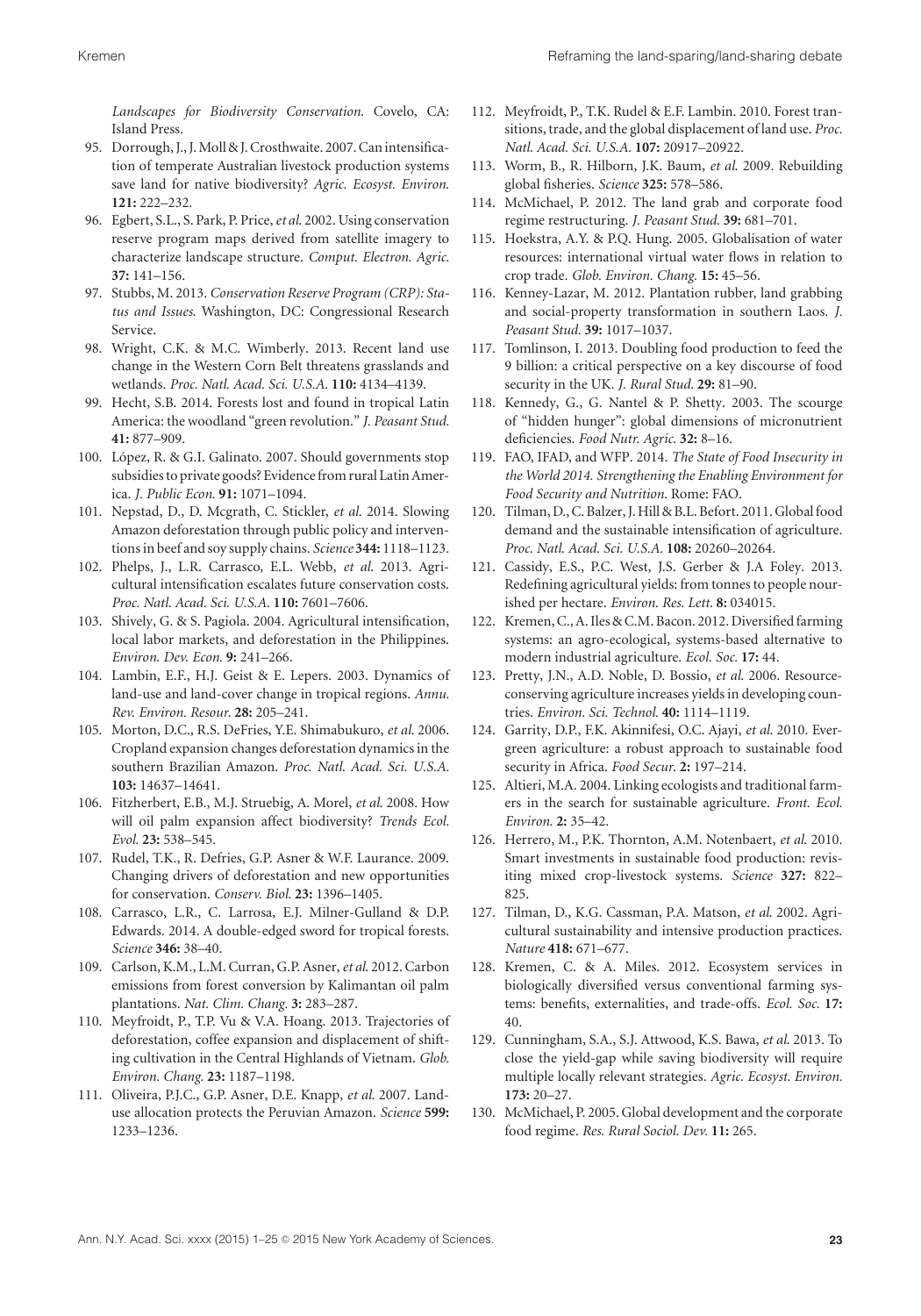*Landscapes for Biodiversity Conservation*. Covelo, CA: Island Press.

95. Dorrough, J., J. Moll & J. Crosthwaite. 2007. Can intensification of temperate Australian livestock production systems save land for native biodiversity? *Agric. Ecosyst. Environ.* **121:** 222–232.
96. Egbert, S.L., S. Park, P. Price, *et al.* 2002. Using conservation reserve program maps derived from satellite imagery to characterize landscape structure. *Comput. Electron. Agric.* **37:** 141–156.
97. Stubbs, M. 2013. *Conservation Reserve Program (CRP): Status and Issues*. Washington, DC: Congressional Research Service.
98. Wright, C.K. & M.C. Wimberly. 2013. Recent land use change in the Western Corn Belt threatens grasslands and wetlands. *Proc. Natl. Acad. Sci. U.S.A.* **110:** 4134–4139.
99. Hecht, S.B. 2014. Forests lost and found in tropical Latin America: the woodland "green revolution." *J. Peasant Stud.* **41:** 877–909.
100. López, R. & G.I. Galinato. 2007. Should governments stop subsidies to private goods? Evidence from rural Latin America. *J. Public Econ.* **91:** 1071–1094.
101. Nepstad, D., D. Mcgrath, C. Stickler, *et al.* 2014. Slowing Amazon deforestation through public policy and interventions in beef and soy supply chains. *Science* **344:** 1118–1123.
102. Phelps, J., L.R. Carrasco, E.L. Webb, *et al.* 2013. Agricultural intensification escalates future conservation costs. *Proc. Natl. Acad. Sci. U.S.A.* **110:** 7601–7606.
103. Shively, G. & S. Pagiola. 2004. Agricultural intensification, local labor markets, and deforestation in the Philippines. *Environ. Dev. Econ.* **9:** 241–266.
104. Lambin, E.F., H.J. Geist & E. Lepers. 2003. Dynamics of land-use and land-cover change in tropical regions. *Annu. Rev. Environ. Resour.* **28:** 205–241.
105. Morton, D.C., R.S. DeFries, Y.E. Shimabukuro, *et al.* 2006. Cropland expansion changes deforestation dynamics in the southern Brazilian Amazon. *Proc. Natl. Acad. Sci. U.S.A.* **103:** 14637–14641.
106. Fitzherbert, E.B., M.J. Struebig, A. Morel, *et al.* 2008. How will oil palm expansion affect biodiversity? *Trends Ecol. Evol.* **23:** 538–545.
107. Rudel, T.K., R. Defries, G.P. Asner & W.F. Laurance. 2009. Changing drivers of deforestation and new opportunities for conservation. *Conserv. Biol.* **23:** 1396–1405.
108. Carrasco, L.R., C. Larrosa, E.J. Milner-Gulland & D.P. Edwards. 2014. A double-edged sword for tropical forests. *Science* **346:** 38–40.
109. Carlson, K.M., L.M. Curran, G.P. Asner, *et al.* 2012. Carbon emissions from forest conversion by Kalimantan oil palm plantations. *Nat. Clim. Chang.* **3:** 283–287.
110. Meyfroidt, P., T.P. Vu & V.A. Hoang. 2013. Trajectories of deforestation, coffee expansion and displacement of shifting cultivation in the Central Highlands of Vietnam. *Glob. Environ. Chang.* **23:** 1187–1198.
111. Oliveira, P.J.C., G.P. Asner, D.E. Knapp, *et al.* 2007. Land-use allocation protects the Peruvian Amazon. *Science* **599:** 1233–1236.
112. Meyfroidt, P., T.K. Rudel & E.F. Lambin. 2010. Forest transitions, trade, and the global displacement of land use. *Proc. Natl. Acad. Sci. U.S.A.* **107:** 20917–20922.
113. Worm, B., R. Hilborn, J.K. Baum, *et al.* 2009. Rebuilding global fisheries. *Science* **325:** 578–586.
114. McMichael, P. 2012. The land grab and corporate food regime restructuring. *J. Peasant Stud.* **39:** 681–701.
115. Hoekstra, A.Y. & P.Q. Hung. 2005. Globalisation of water resources: international virtual water flows in relation to crop trade. *Glob. Environ. Chang.* **15:** 45–56.
116. Kenney-Lazar, M. 2012. Plantation rubber, land grabbing and social-property transformation in southern Laos. *J. Peasant Stud.* **39:** 1017–1037.
117. Tomlinson, I. 2013. Doubling food production to feed the 9 billion: a critical perspective on a key discourse of food security in the UK. *J. Rural Stud.* **29:** 81–90.
118. Kennedy, G., G. Nantel & P. Shetty. 2003. The scourge of "hidden hunger": global dimensions of micronutrient deficiencies. *Food Nutr. Agric.* **32:** 8–16.
119. FAO, IFAD, and WFP. 2014. *The State of Food Insecurity in the World 2014. Strengthening the Enabling Environment for Food Security and Nutrition*. Rome: FAO.
120. Tilman, D., C. Balzer, J. Hill & B.L. Befort. 2011. Global food demand and the sustainable intensification of agriculture. *Proc. Natl. Acad. Sci. U.S.A.* **108:** 20260–20264.
121. Cassidy, E.S., P.C. West, J.S. Gerber & J.A Foley. 2013. Redefining agricultural yields: from tonnes to people nourished per hectare. *Environ. Res. Lett.* **8:** 034015.
122. Kremen, C., A. Iles & C.M. Bacon. 2012. Diversified farming systems: an agro-ecological, systems-based alternative to modern industrial agriculture. *Ecol. Soc.* **17:** 44.
123. Pretty, J.N., A.D. Noble, D. Bossio, *et al.* 2006. Resource-conserving agriculture increases yields in developing countries. *Environ. Sci. Technol.* **40:** 1114–1119.
124. Garrity, D.P., F.K. Akinnifesi, O.C. Ajayi, *et al.* 2010. Evergreen agriculture: a robust approach to sustainable food security in Africa. *Food Secur.* **2:** 197–214.
125. Altieri, M.A. 2004. Linking ecologists and traditional farmers in the search for sustainable agriculture. *Front. Ecol. Environ.* **2:** 35–42.
126. Herrero, M., P.K. Thornton, A.M. Notenbaert, *et al.* 2010. Smart investments in sustainable food production: revisiting mixed crop-livestock systems. *Science* **327:** 822–825.
127. Tilman, D., K.G. Cassman, P.A. Matson, *et al.* 2002. Agricultural sustainability and intensive production practices. *Nature* **418:** 671–677.
128. Kremen, C. & A. Miles. 2012. Ecosystem services in biologically diversified versus conventional farming systems: benefits, externalities, and trade-offs. *Ecol. Soc.* **17:** 40.
129. Cunningham, S.A., S.J. Attwood, K.S. Bawa, *et al.* 2013. To close the yield-gap while saving biodiversity will require multiple locally relevant strategies. *Agric. Ecosyst. Environ.* **173:** 20–27.
130. McMichael, P. 2005. Global development and the corporate food regime. *Res. Rural Sociol. Dev.* **11:** 265.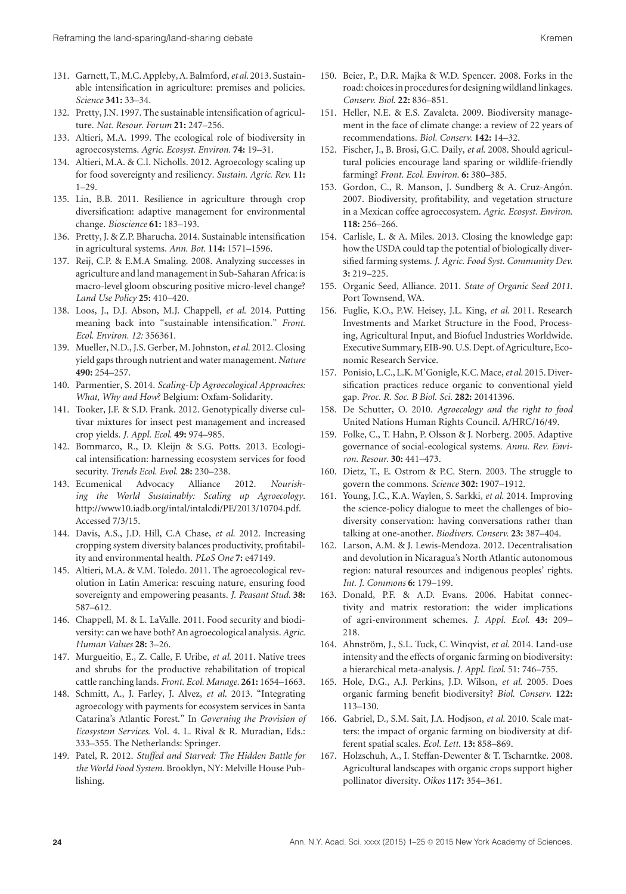131. Garnett, T., M.C. Appleby, A. Balmford, *et al.* 2013. Sustainable intensification in agriculture: premises and policies. *Science* **341:** 33–34.
132. Pretty, J.N. 1997. The sustainable intensification of agriculture. *Nat. Resour. Forum* **21:** 247–256.
133. Altieri, M.A. 1999. The ecological role of biodiversity in agroecosystems. *Agric. Ecosyst. Environ.* **74:** 19–31.
134. Altieri, M.A. & C.I. Nicholls. 2012. Agroecology scaling up for food sovereignty and resiliency. *Sustain. Agric. Rev.* **11:** 1–29.
135. Lin, B.B. 2011. Resilience in agriculture through crop diversification: adaptive management for environmental change. *Bioscience* **61:** 183–193.
136. Pretty, J. & Z.P. Bharucha. 2014. Sustainable intensification in agricultural systems. *Ann. Bot.* **114:** 1571–1596.
137. Reij, C.P. & E.M.A Smaling. 2008. Analyzing successes in agriculture and land management in Sub-Saharan Africa: is macro-level gloom obscuring positive micro-level change? *Land Use Policy* **25:** 410–420.
138. Loos, J., D.J. Abson, M.J. Chappell, *et al.* 2014. Putting meaning back into "sustainable intensification." *Front. Ecol. Environ. 12:* 356361.
139. Mueller, N.D., J.S. Gerber, M. Johnston, *et al.* 2012. Closing yield gaps through nutrient and water management. *Nature* **490:** 254–257.
140. Parmentier, S. 2014. *Scaling-Up Agroecological Approaches: What, Why and How*? Belgium: Oxfam-Solidarity.
141. Tooker, J.F. & S.D. Frank. 2012. Genotypically diverse cultivar mixtures for insect pest management and increased crop yields. *J. Appl. Ecol.* **49:** 974–985.
142. Bommarco, R., D. Kleijn & S.G. Potts. 2013. Ecological intensification: harnessing ecosystem services for food security. *Trends Ecol. Evol.* **28:** 230–238.
143. Ecumenical Advocacy Alliance 2012. *Nourishing the World Sustainably: Scaling up Agroecology*. http://www10.iadb.org/intal/intalcdi/PE/2013/10704.pdf. Accessed 7/3/15.
144. Davis, A.S., J.D. Hill, C.A Chase, *et al.* 2012. Increasing cropping system diversity balances productivity, profitability and environmental health. *PLoS One* **7:** e47149.
145. Altieri, M.A. & V.M. Toledo. 2011. The agroecological revolution in Latin America: rescuing nature, ensuring food sovereignty and empowering peasants. *J. Peasant Stud.* **38:** 587–612.
146. Chappell, M. & L. LaValle. 2011. Food security and biodiversity: can we have both? An agroecological analysis. *Agric. Human Values* **28:** 3–26.
147. Murgueitio, E., Z. Calle, F. Uribe, *et al.* 2011. Native trees and shrubs for the productive rehabilitation of tropical cattle ranching lands. *Front. Ecol. Manage.* **261:** 1654–1663.
148. Schmitt, A., J. Farley, J. Alvez, *et al.* 2013. "Integrating agroecology with payments for ecosystem services in Santa Catarina's Atlantic Forest." In *Governing the Provision of Ecosystem Services*. Vol. 4. L. Rival & R. Muradian, Eds.: 333–355. The Netherlands: Springer.
149. Patel, R. 2012. *Stuffed and Starved: The Hidden Battle for the World Food System*. Brooklyn, NY: Melville House Publishing.
150. Beier, P., D.R. Majka & W.D. Spencer. 2008. Forks in the road: choices in procedures for designing wildland linkages. *Conserv. Biol.* **22:** 836–851.
151. Heller, N.E. & E.S. Zavaleta. 2009. Biodiversity management in the face of climate change: a review of 22 years of recommendations. *Biol. Conserv.* **142:** 14–32.
152. Fischer, J., B. Brosi, G.C. Daily, *et al.* 2008. Should agricultural policies encourage land sparing or wildlife-friendly farming? *Front. Ecol. Environ.* **6:** 380–385.
153. Gordon, C., R. Manson, J. Sundberg & A. Cruz-Angón. 2007. Biodiversity, profitability, and vegetation structure in a Mexican coffee agroecosystem. *Agric. Ecosyst. Environ.* **118:** 256–266.
154. Carlisle, L. & A. Miles. 2013. Closing the knowledge gap: how the USDA could tap the potential of biologically diversified farming systems. *J. Agric. Food Syst. Community Dev.* **3:** 219–225.
155. Organic Seed, Alliance. 2011. *State of Organic Seed 2011*. Port Townsend, WA.
156. Fuglie, K.O., P.W. Heisey, J.L. King, *et al.* 2011. Research Investments and Market Structure in the Food, Processing, Agricultural Input, and Biofuel Industries Worldwide. Executive Summary, EIB-90. U.S. Dept. of Agriculture, Economic Research Service.
157. Ponisio, L.C., L.K. M'Gonigle, K.C. Mace, *et al.* 2015. Diversification practices reduce organic to conventional yield gap. *Proc. R. Soc. B Biol. Sci.* **282:** 20141396.
158. De Schutter, O. 2010. *Agroecology and the right to food* United Nations Human Rights Council. A/HRC/16/49.
159. Folke, C., T. Hahn, P. Olsson & J. Norberg. 2005. Adaptive governance of social-ecological systems. *Annu. Rev. Environ. Resour.* **30:** 441–473.
160. Dietz, T., E. Ostrom & P.C. Stern. 2003. The struggle to govern the commons. *Science* **302:** 1907–1912.
161. Young, J.C., K.A. Waylen, S. Sarkki, *et al.* 2014. Improving the science-policy dialogue to meet the challenges of biodiversity conservation: having conversations rather than talking at one-another. *Biodivers. Conserv.* **23:** 387–404.
162. Larson, A.M. & J. Lewis-Mendoza. 2012. Decentralisation and devolution in Nicaragua's North Atlantic autonomous region: natural resources and indigenous peoples' rights. *Int. J. Commons* **6:** 179–199.
163. Donald, P.F. & A.D. Evans. 2006. Habitat connectivity and matrix restoration: the wider implications of agri-environment schemes. *J. Appl. Ecol.* **43:** 209–218.
164. Ahnström, J., S.L. Tuck, C. Winqvist, *et al.* 2014. Land-use intensity and the effects of organic farming on biodiversity: a hierarchical meta-analysis. *J. Appl. Ecol.* 51: 746–755.
165. Hole, D.G., A.J. Perkins, J.D. Wilson, *et al.* 2005. Does organic farming benefit biodiversity? *Biol. Conserv.* **122:** 113–130.
166. Gabriel, D., S.M. Sait, J.A. Hodjson, *et al.* 2010. Scale matters: the impact of organic farming on biodiversity at different spatial scales. *Ecol. Lett.* **13:** 858–869.
167. Holzschuh, A., I. Steffan-Dewenter & T. Tscharntke. 2008. Agricultural landscapes with organic crops support higher pollinator diversity. *Oikos* **117:** 354–361.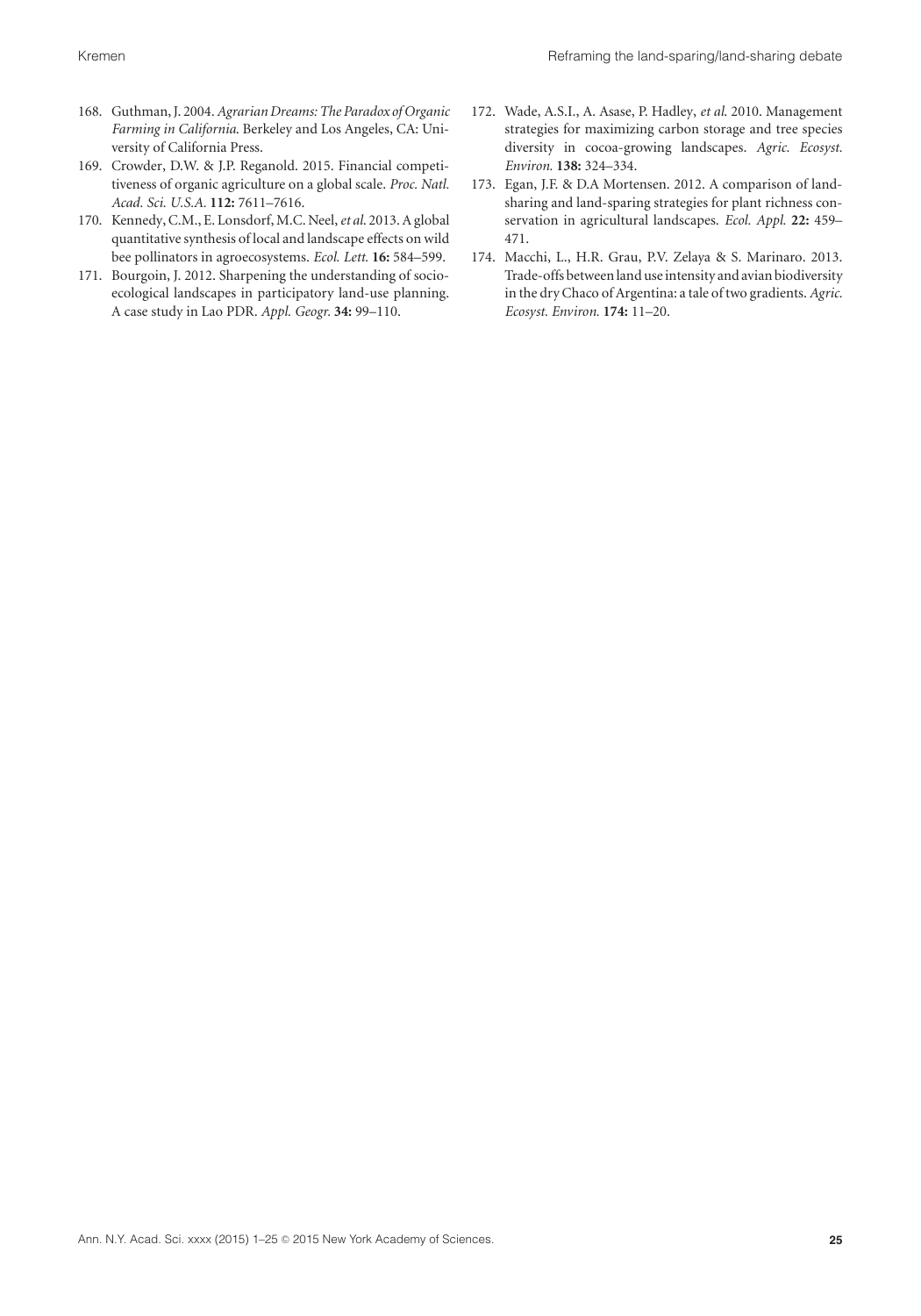168. Guthman, J. 2004. *Agrarian Dreams: The Paradox of Organic Farming in California*. Berkeley and Los Angeles, CA: University of California Press.
169. Crowder, D.W. & J.P. Reganold. 2015. Financial competitiveness of organic agriculture on a global scale. *Proc. Natl. Acad. Sci. U.S.A.* **112:** 7611–7616.
170. Kennedy, C.M., E. Lonsdorf, M.C. Neel, *et al*. 2013. A global quantitative synthesis of local and landscape effects on wild bee pollinators in agroecosystems. *Ecol. Lett.* **16:** 584–599.
171. Bourgoin, J. 2012. Sharpening the understanding of socio-ecological landscapes in participatory land-use planning. A case study in Lao PDR. *Appl. Geogr.* **34:** 99–110.
172. Wade, A.S.I., A. Asase, P. Hadley, *et al*. 2010. Management strategies for maximizing carbon storage and tree species diversity in cocoa-growing landscapes. *Agric. Ecosyst. Environ.* **138:** 324–334.
173. Egan, J.F. & D.A Mortensen. 2012. A comparison of land-sharing and land-sparing strategies for plant richness conservation in agricultural landscapes. *Ecol. Appl.* **22:** 459–471.
174. Macchi, L., H.R. Grau, P.V. Zelaya & S. Marinaro. 2013. Trade-offs between land use intensity and avian biodiversity in the dry Chaco of Argentina: a tale of two gradients. *Agric. Ecosyst. Environ.* **174:** 11–20.